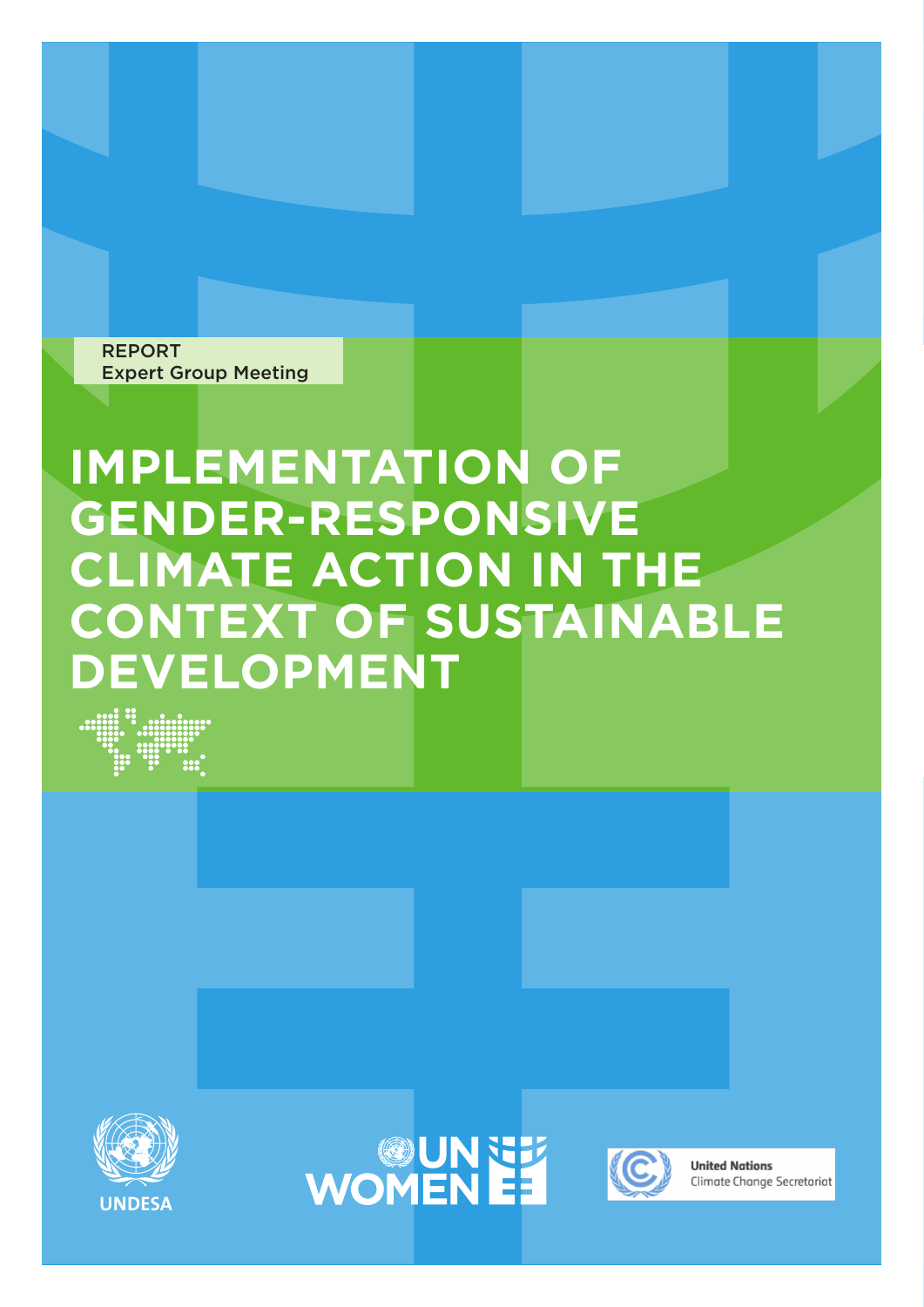REPORT
Expert Group Meeting

# IMPLEMENTATION OF GENDER-RESPONSIVE CLIMATE ACTION IN THE CONTEXT OF SUSTAINABLE DEVELOPMENT

UNDESA

UN WOMEN

United Nations
Climate Change Secretariat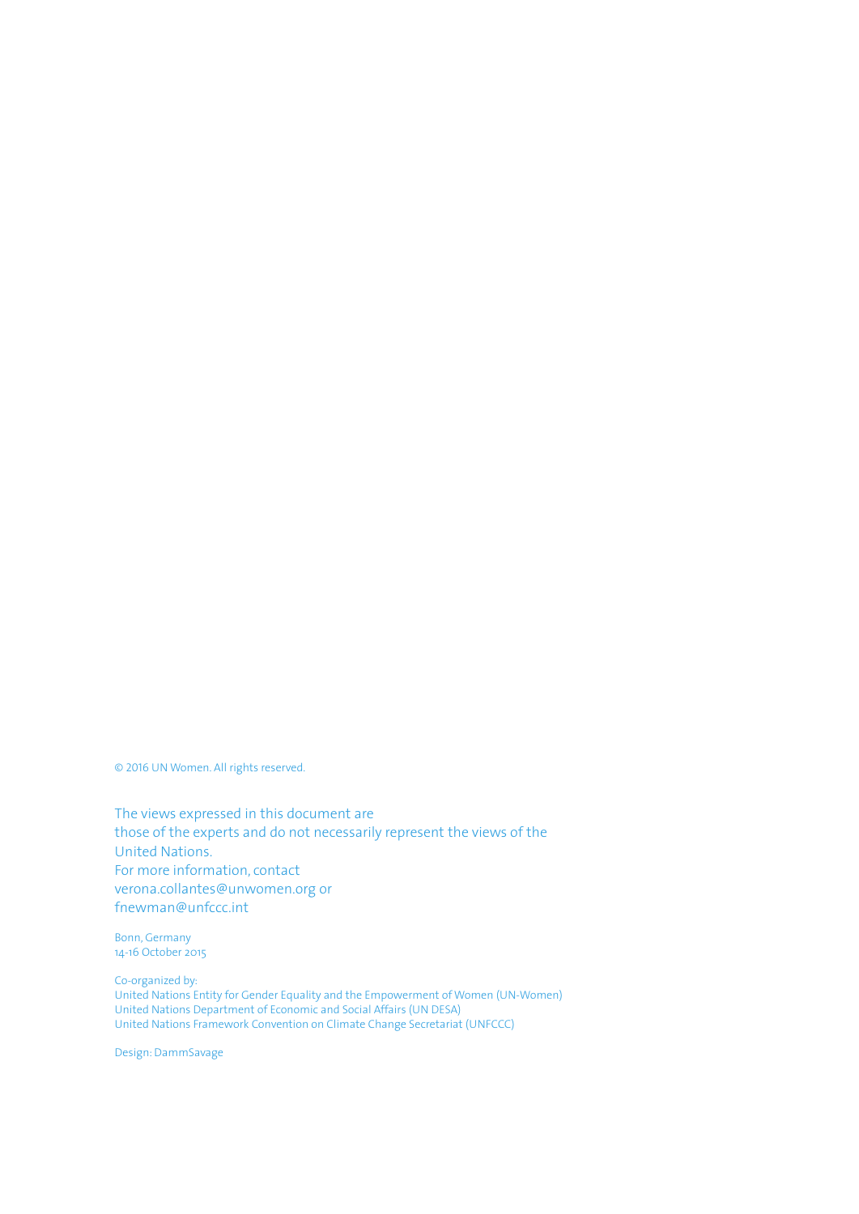© 2016 UN Women. All rights reserved.

The views expressed in this document are those of the experts and do not necessarily represent the views of the United Nations.
For more information, contact verona.collantes@unwomen.org or fnewman@unfccc.int

Bonn, Germany
14-16 October 2015

Co-organized by:
United Nations Entity for Gender Equality and the Empowerment of Women (UN-Women)
United Nations Department of Economic and Social Affairs (UN DESA)
United Nations Framework Convention on Climate Change Secretariat (UNFCCC)

Design: DammSavage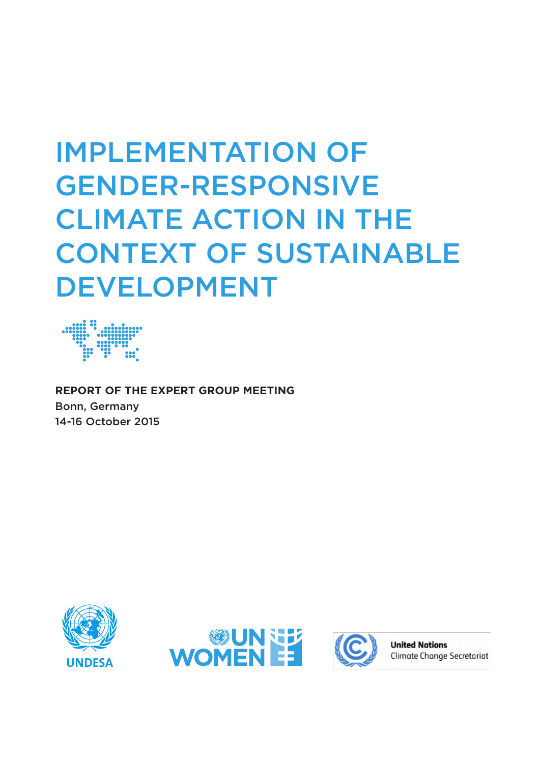# IMPLEMENTATION OF GENDER-RESPONSIVE CLIMATE ACTION IN THE CONTEXT OF SUSTAINABLE DEVELOPMENT

**REPORT OF THE EXPERT GROUP MEETING**

Bonn, Germany

14-16 October 2015

UNDESA

UN WOMEN

United Nations Climate Change Secretariat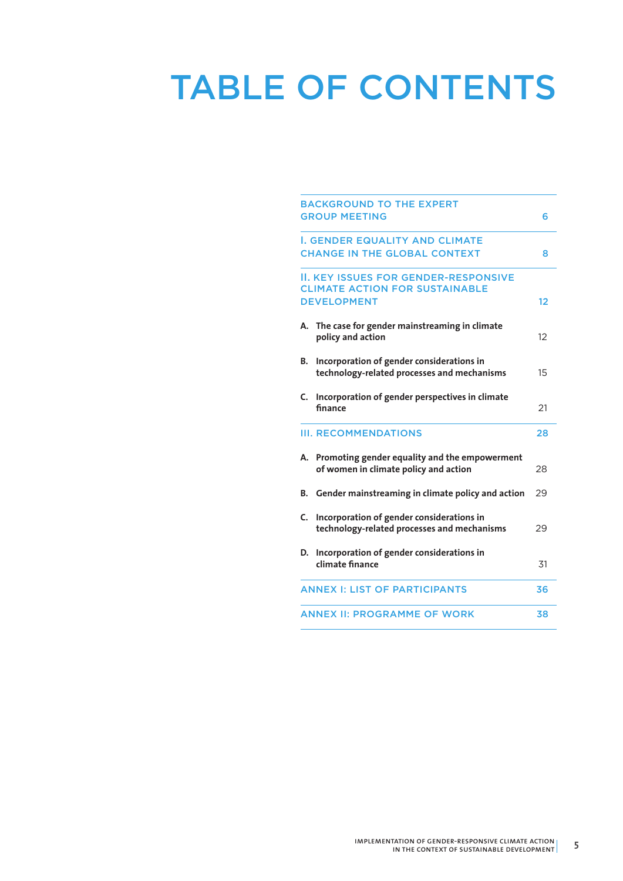# TABLE OF CONTENTS

| | |
|---|---|
| BACKGROUND TO THE EXPERT GROUP MEETING | 6 |
| I. GENDER EQUALITY AND CLIMATE CHANGE IN THE GLOBAL CONTEXT | 8 |
| II. KEY ISSUES FOR GENDER-RESPONSIVE CLIMATE ACTION FOR SUSTAINABLE DEVELOPMENT | 12 |
| **A. The case for gender mainstreaming in climate policy and action** | 12 |
| **B. Incorporation of gender considerations in technology-related processes and mechanisms** | 15 |
| **C. Incorporation of gender perspectives in climate finance** | 21 |
| III. RECOMMENDATIONS | 28 |
| **A. Promoting gender equality and the empowerment of women in climate policy and action** | 28 |
| **B. Gender mainstreaming in climate policy and action** | 29 |
| **C. Incorporation of gender considerations in technology-related processes and mechanisms** | 29 |
| **D. Incorporation of gender considerations in climate finance** | 31 |
| ANNEX I: LIST OF PARTICIPANTS | 36 |
| ANNEX II: PROGRAMME OF WORK | 38 |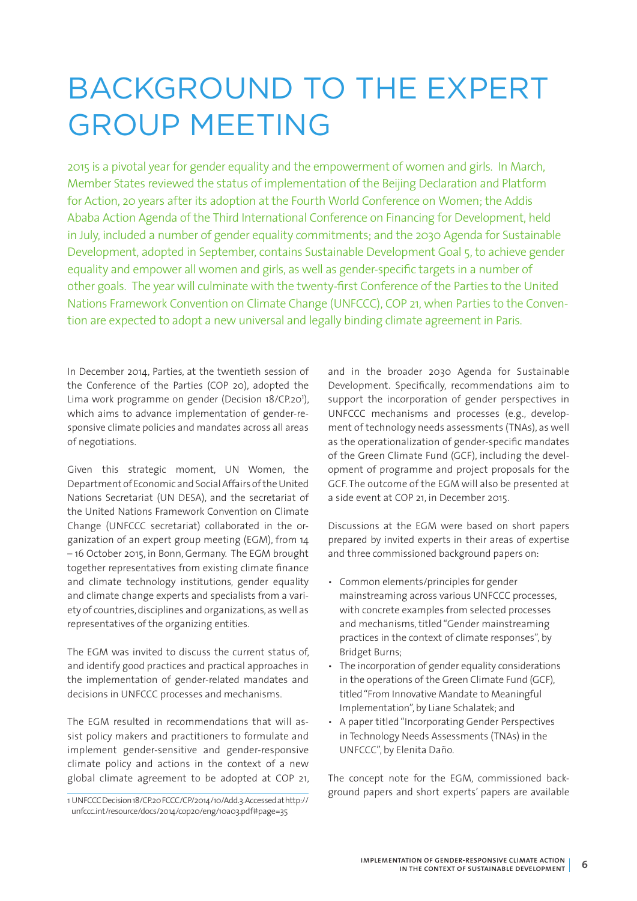# BACKGROUND TO THE EXPERT GROUP MEETING

2015 is a pivotal year for gender equality and the empowerment of women and girls. In March, Member States reviewed the status of implementation of the Beijing Declaration and Platform for Action, 20 years after its adoption at the Fourth World Conference on Women; the Addis Ababa Action Agenda of the Third International Conference on Financing for Development, held in July, included a number of gender equality commitments; and the 2030 Agenda for Sustainable Development, adopted in September, contains Sustainable Development Goal 5, to achieve gender equality and empower all women and girls, as well as gender-specific targets in a number of other goals. The year will culminate with the twenty-first Conference of the Parties to the United Nations Framework Convention on Climate Change (UNFCCC), COP 21, when Parties to the Convention are expected to adopt a new universal and legally binding climate agreement in Paris.

In December 2014, Parties, at the twentieth session of the Conference of the Parties (COP 20), adopted the Lima work programme on gender (Decision 18/CP.20[1]), which aims to advance implementation of gender-responsive climate policies and mandates across all areas of negotiations.

Given this strategic moment, UN Women, the Department of Economic and Social Affairs of the United Nations Secretariat (UN DESA), and the secretariat of the United Nations Framework Convention on Climate Change (UNFCCC secretariat) collaborated in the organization of an expert group meeting (EGM), from 14 – 16 October 2015, in Bonn, Germany. The EGM brought together representatives from existing climate finance and climate technology institutions, gender equality and climate change experts and specialists from a variety of countries, disciplines and organizations, as well as representatives of the organizing entities.

The EGM was invited to discuss the current status of, and identify good practices and practical approaches in the implementation of gender-related mandates and decisions in UNFCCC processes and mechanisms.

The EGM resulted in recommendations that will assist policy makers and practitioners to formulate and implement gender-sensitive and gender-responsive climate policy and actions in the context of a new global climate agreement to be adopted at COP 21, and in the broader 2030 Agenda for Sustainable Development. Specifically, recommendations aim to support the incorporation of gender perspectives in UNFCCC mechanisms and processes (e.g., development of technology needs assessments (TNAs), as well as the operationalization of gender-specific mandates of the Green Climate Fund (GCF), including the development of programme and project proposals for the GCF. The outcome of the EGM will also be presented at a side event at COP 21, in December 2015.

Discussions at the EGM were based on short papers prepared by invited experts in their areas of expertise and three commissioned background papers on:

- Common elements/principles for gender mainstreaming across various UNFCCC processes, with concrete examples from selected processes and mechanisms, titled "Gender mainstreaming practices in the context of climate responses", by Bridget Burns;
- The incorporation of gender equality considerations in the operations of the Green Climate Fund (GCF), titled "From Innovative Mandate to Meaningful Implementation", by Liane Schalatek; and
- A paper titled "Incorporating Gender Perspectives in Technology Needs Assessments (TNAs) in the UNFCCC", by Elenita Daño.

The concept note for the EGM, commissioned background papers and short experts' papers are available

---

1 UNFCCC Decision 18/CP.20 FCCC/CP/2014/10/Add.3. Accessed at http://unfccc.int/resource/docs/2014/cop20/eng/10a03.pdf#page=35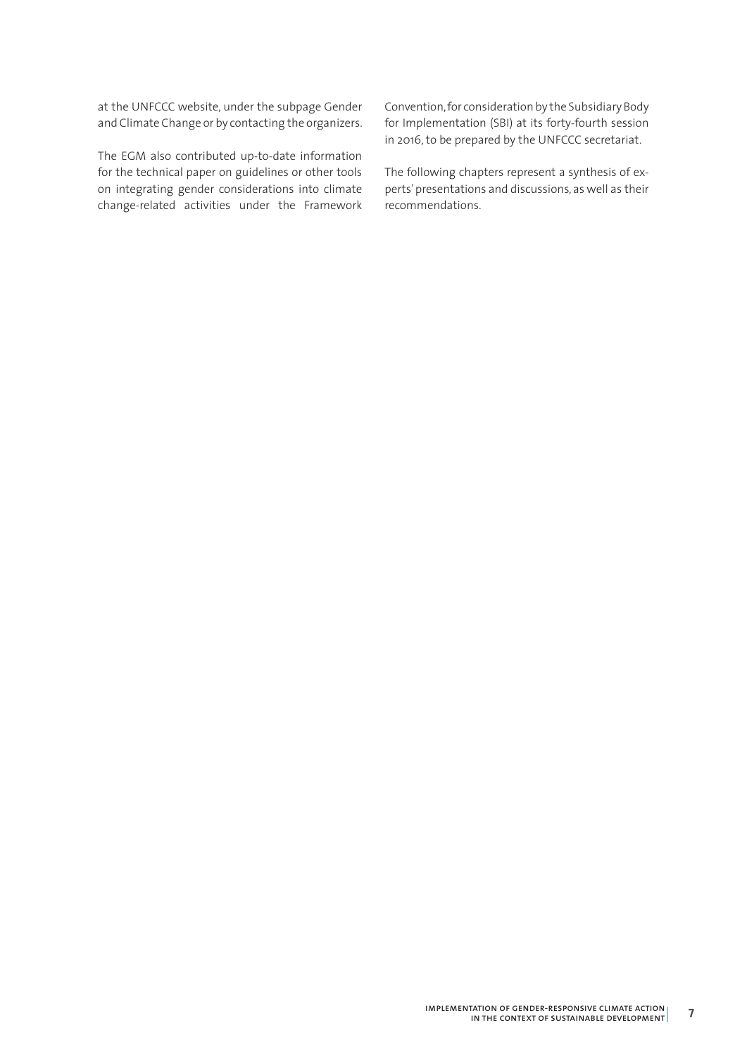at the UNFCCC website, under the subpage Gender and Climate Change or by contacting the organizers.

The EGM also contributed up-to-date information for the technical paper on guidelines or other tools on integrating gender considerations into climate change-related activities under the Framework Convention, for consideration by the Subsidiary Body for Implementation (SBI) at its forty-fourth session in 2016, to be prepared by the UNFCCC secretariat.

The following chapters represent a synthesis of experts' presentations and discussions, as well as their recommendations.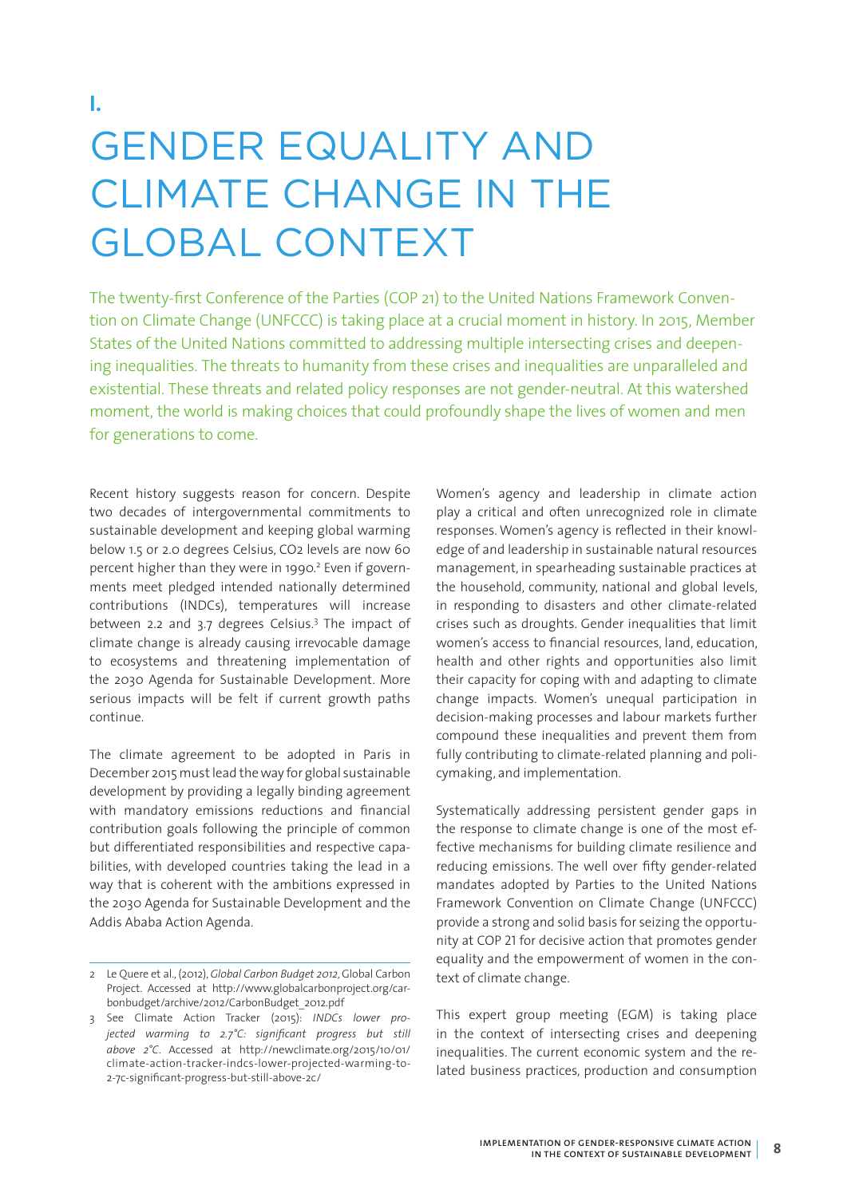# I.

# GENDER EQUALITY AND CLIMATE CHANGE IN THE GLOBAL CONTEXT

The twenty-first Conference of the Parties (COP 21) to the United Nations Framework Convention on Climate Change (UNFCCC) is taking place at a crucial moment in history. In 2015, Member States of the United Nations committed to addressing multiple intersecting crises and deepening inequalities. The threats to humanity from these crises and inequalities are unparalleled and existential. These threats and related policy responses are not gender-neutral. At this watershed moment, the world is making choices that could profoundly shape the lives of women and men for generations to come.

Recent history suggests reason for concern. Despite two decades of intergovernmental commitments to sustainable development and keeping global warming below 1.5 or 2.0 degrees Celsius, $CO_2$ levels are now 60 percent higher than they were in 1990.[2] Even if governments meet pledged intended nationally determined contributions (INDCs), temperatures will increase between 2.2 and 3.7 degrees Celsius.[3] The impact of climate change is already causing irrevocable damage to ecosystems and threatening implementation of the 2030 Agenda for Sustainable Development. More serious impacts will be felt if current growth paths continue.

The climate agreement to be adopted in Paris in December 2015 must lead the way for global sustainable development by providing a legally binding agreement with mandatory emissions reductions and financial contribution goals following the principle of common but differentiated responsibilities and respective capabilities, with developed countries taking the lead in a way that is coherent with the ambitions expressed in the 2030 Agenda for Sustainable Development and the Addis Ababa Action Agenda.

Women's agency and leadership in climate action play a critical and often unrecognized role in climate responses. Women's agency is reflected in their knowledge of and leadership in sustainable natural resources management, in spearheading sustainable practices at the household, community, national and global levels, in responding to disasters and other climate-related crises such as droughts. Gender inequalities that limit women's access to financial resources, land, education, health and other rights and opportunities also limit their capacity for coping with and adapting to climate change impacts. Women's unequal participation in decision-making processes and labour markets further compound these inequalities and prevent them from fully contributing to climate-related planning and policymaking, and implementation.

Systematically addressing persistent gender gaps in the response to climate change is one of the most effective mechanisms for building climate resilience and reducing emissions. The well over fifty gender-related mandates adopted by Parties to the United Nations Framework Convention on Climate Change (UNFCCC) provide a strong and solid basis for seizing the opportunity at COP 21 for decisive action that promotes gender equality and the empowerment of women in the context of climate change.

This expert group meeting (EGM) is taking place in the context of intersecting crises and deepening inequalities. The current economic system and the related business practices, production and consumption

---

2 Le Quere et al., (2012), *Global Carbon Budget 2012*, Global Carbon Project. Accessed at http://www.globalcarbonproject.org/carbonbudget/archive/2012/CarbonBudget_2012.pdf

3 See Climate Action Tracker (2015): *INDCs lower projected warming to 2.7°C: significant progress but still above 2°C*. Accessed at http://newclimate.org/2015/10/01/climate-action-tracker-indcs-lower-projected-warming-to-2-7c-significant-progress-but-still-above-2c/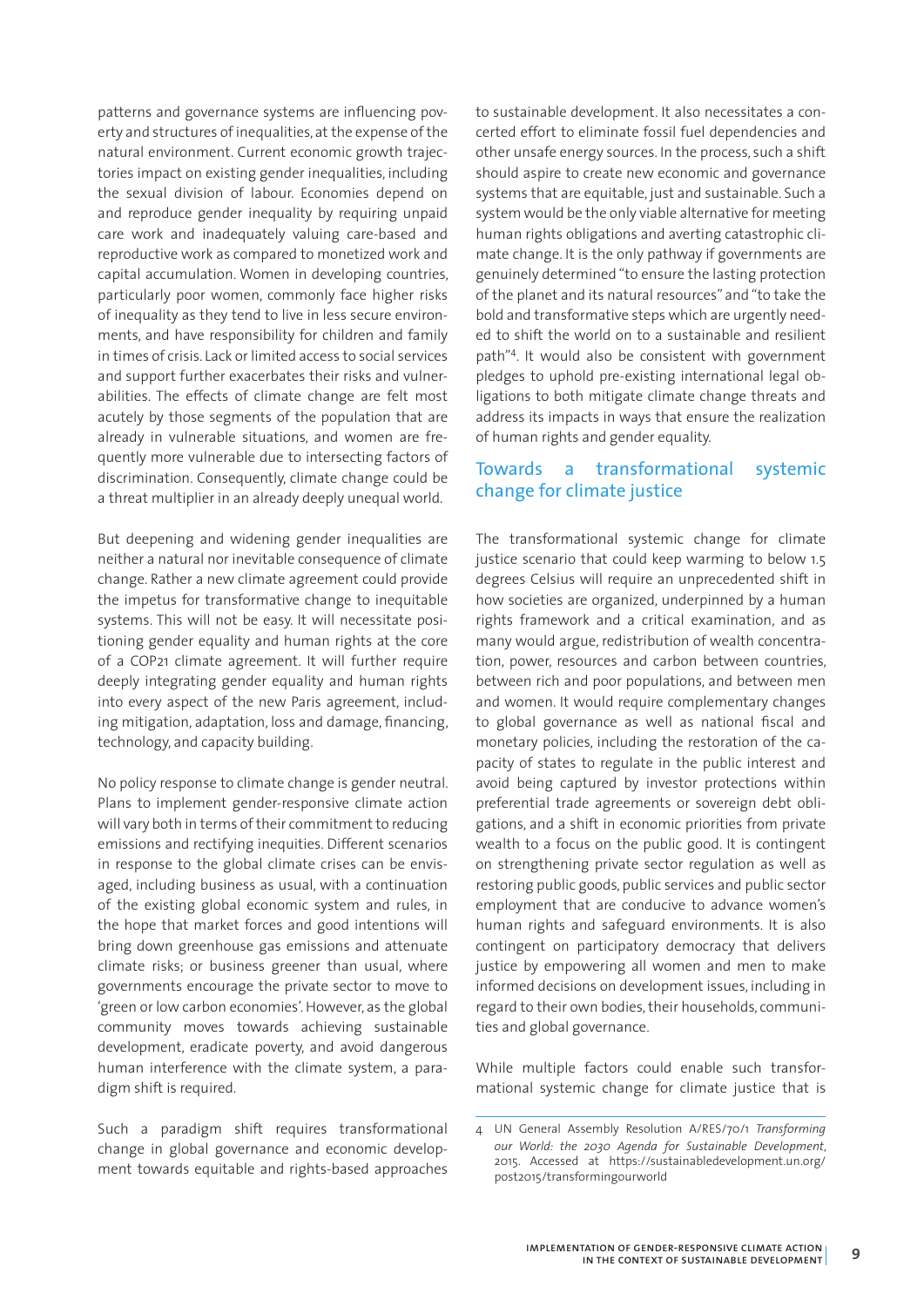patterns and governance systems are influencing poverty and structures of inequalities, at the expense of the natural environment. Current economic growth trajectories impact on existing gender inequalities, including the sexual division of labour. Economies depend on and reproduce gender inequality by requiring unpaid care work and inadequately valuing care-based and reproductive work as compared to monetized work and capital accumulation. Women in developing countries, particularly poor women, commonly face higher risks of inequality as they tend to live in less secure environments, and have responsibility for children and family in times of crisis. Lack or limited access to social services and support further exacerbates their risks and vulnerabilities. The effects of climate change are felt most acutely by those segments of the population that are already in vulnerable situations, and women are frequently more vulnerable due to intersecting factors of discrimination. Consequently, climate change could be a threat multiplier in an already deeply unequal world.

But deepening and widening gender inequalities are neither a natural nor inevitable consequence of climate change. Rather a new climate agreement could provide the impetus for transformative change to inequitable systems. This will not be easy. It will necessitate positioning gender equality and human rights at the core of a COP21 climate agreement. It will further require deeply integrating gender equality and human rights into every aspect of the new Paris agreement, including mitigation, adaptation, loss and damage, financing, technology, and capacity building.

No policy response to climate change is gender neutral. Plans to implement gender-responsive climate action will vary both in terms of their commitment to reducing emissions and rectifying inequities. Different scenarios in response to the global climate crises can be envisaged, including business as usual, with a continuation of the existing global economic system and rules, in the hope that market forces and good intentions will bring down greenhouse gas emissions and attenuate climate risks; or business greener than usual, where governments encourage the private sector to move to 'green or low carbon economies'. However, as the global community moves towards achieving sustainable development, eradicate poverty, and avoid dangerous human interference with the climate system, a paradigm shift is required.

Such a paradigm shift requires transformational change in global governance and economic development towards equitable and rights-based approaches to sustainable development. It also necessitates a concerted effort to eliminate fossil fuel dependencies and other unsafe energy sources. In the process, such a shift should aspire to create new economic and governance systems that are equitable, just and sustainable. Such a system would be the only viable alternative for meeting human rights obligations and averting catastrophic climate change. It is the only pathway if governments are genuinely determined "to ensure the lasting protection of the planet and its natural resources" and "to take the bold and transformative steps which are urgently needed to shift the world on to a sustainable and resilient path"[4]. It would also be consistent with government pledges to uphold pre-existing international legal obligations to both mitigate climate change threats and address its impacts in ways that ensure the realization of human rights and gender equality.

## Towards a transformational systemic change for climate justice

The transformational systemic change for climate justice scenario that could keep warming to below 1.5 degrees Celsius will require an unprecedented shift in how societies are organized, underpinned by a human rights framework and a critical examination, and as many would argue, redistribution of wealth concentration, power, resources and carbon between countries, between rich and poor populations, and between men and women. It would require complementary changes to global governance as well as national fiscal and monetary policies, including the restoration of the capacity of states to regulate in the public interest and avoid being captured by investor protections within preferential trade agreements or sovereign debt obligations, and a shift in economic priorities from private wealth to a focus on the public good. It is contingent on strengthening private sector regulation as well as restoring public goods, public services and public sector employment that are conducive to advance women's human rights and safeguard environments. It is also contingent on participatory democracy that delivers justice by empowering all women and men to make informed decisions on development issues, including in regard to their own bodies, their households, communities and global governance.

While multiple factors could enable such transformational systemic change for climate justice that is

4 UN General Assembly Resolution A/RES/70/1 *Transforming our World: the 2030 Agenda for Sustainable Development*, 2015. Accessed at https://sustainabledevelopment.un.org/post2015/transformingourworld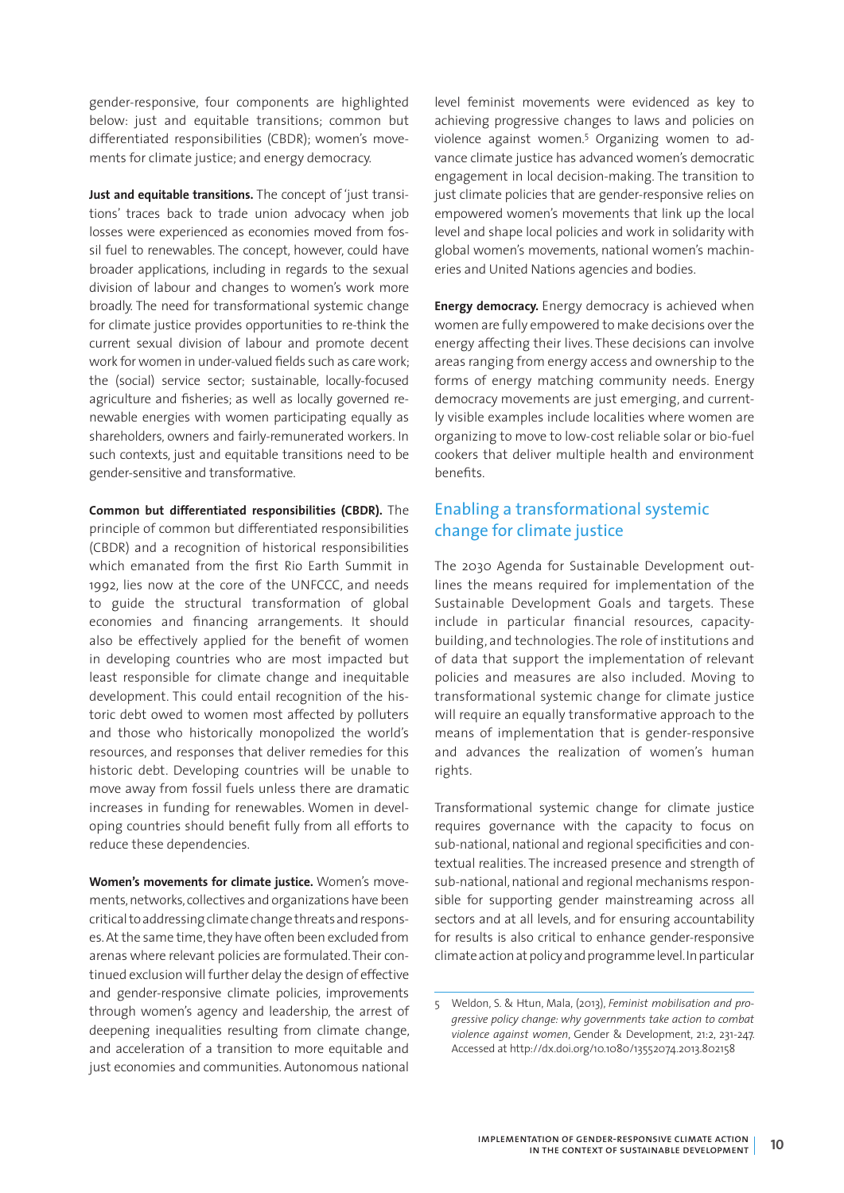gender-responsive, four components are highlighted below: just and equitable transitions; common but differentiated responsibilities (CBDR); women's movements for climate justice; and energy democracy.

**Just and equitable transitions.** The concept of 'just transitions' traces back to trade union advocacy when job losses were experienced as economies moved from fossil fuel to renewables. The concept, however, could have broader applications, including in regards to the sexual division of labour and changes to women's work more broadly. The need for transformational systemic change for climate justice provides opportunities to re-think the current sexual division of labour and promote decent work for women in under-valued fields such as care work; the (social) service sector; sustainable, locally-focused agriculture and fisheries; as well as locally governed renewable energies with women participating equally as shareholders, owners and fairly-remunerated workers. In such contexts, just and equitable transitions need to be gender-sensitive and transformative.

**Common but differentiated responsibilities (CBDR).** The principle of common but differentiated responsibilities (CBDR) and a recognition of historical responsibilities which emanated from the first Rio Earth Summit in 1992, lies now at the core of the UNFCCC, and needs to guide the structural transformation of global economies and financing arrangements. It should also be effectively applied for the benefit of women in developing countries who are most impacted but least responsible for climate change and inequitable development. This could entail recognition of the historic debt owed to women most affected by polluters and those who historically monopolized the world's resources, and responses that deliver remedies for this historic debt. Developing countries will be unable to move away from fossil fuels unless there are dramatic increases in funding for renewables. Women in developing countries should benefit fully from all efforts to reduce these dependencies.

**Women's movements for climate justice.** Women's movements, networks, collectives and organizations have been critical to addressing climate change threats and responses. At the same time, they have often been excluded from arenas where relevant policies are formulated. Their continued exclusion will further delay the design of effective and gender-responsive climate policies, improvements through women's agency and leadership, the arrest of deepening inequalities resulting from climate change, and acceleration of a transition to more equitable and just economies and communities. Autonomous national level feminist movements were evidenced as key to achieving progressive changes to laws and policies on violence against women.[5] Organizing women to advance climate justice has advanced women's democratic engagement in local decision-making. The transition to just climate policies that are gender-responsive relies on empowered women's movements that link up the local level and shape local policies and work in solidarity with global women's movements, national women's machineries and United Nations agencies and bodies.

**Energy democracy.** Energy democracy is achieved when women are fully empowered to make decisions over the energy affecting their lives. These decisions can involve areas ranging from energy access and ownership to the forms of energy matching community needs. Energy democracy movements are just emerging, and currently visible examples include localities where women are organizing to move to low-cost reliable solar or bio-fuel cookers that deliver multiple health and environment benefits.

## Enabling a transformational systemic change for climate justice

The 2030 Agenda for Sustainable Development outlines the means required for implementation of the Sustainable Development Goals and targets. These include in particular financial resources, capacity-building, and technologies. The role of institutions and of data that support the implementation of relevant policies and measures are also included. Moving to transformational systemic change for climate justice will require an equally transformative approach to the means of implementation that is gender-responsive and advances the realization of women's human rights.

Transformational systemic change for climate justice requires governance with the capacity to focus on sub-national, national and regional specificities and contextual realities. The increased presence and strength of sub-national, national and regional mechanisms responsible for supporting gender mainstreaming across all sectors and at all levels, and for ensuring accountability for results is also critical to enhance gender-responsive climate action at policy and programme level. In particular

5 Weldon, S. & Htun, Mala, (2013), *Feminist mobilisation and progressive policy change: why governments take action to combat violence against women*, Gender & Development, 21:2, 231-247. Accessed at http://dx.doi.org/10.1080/13552074.2013.802158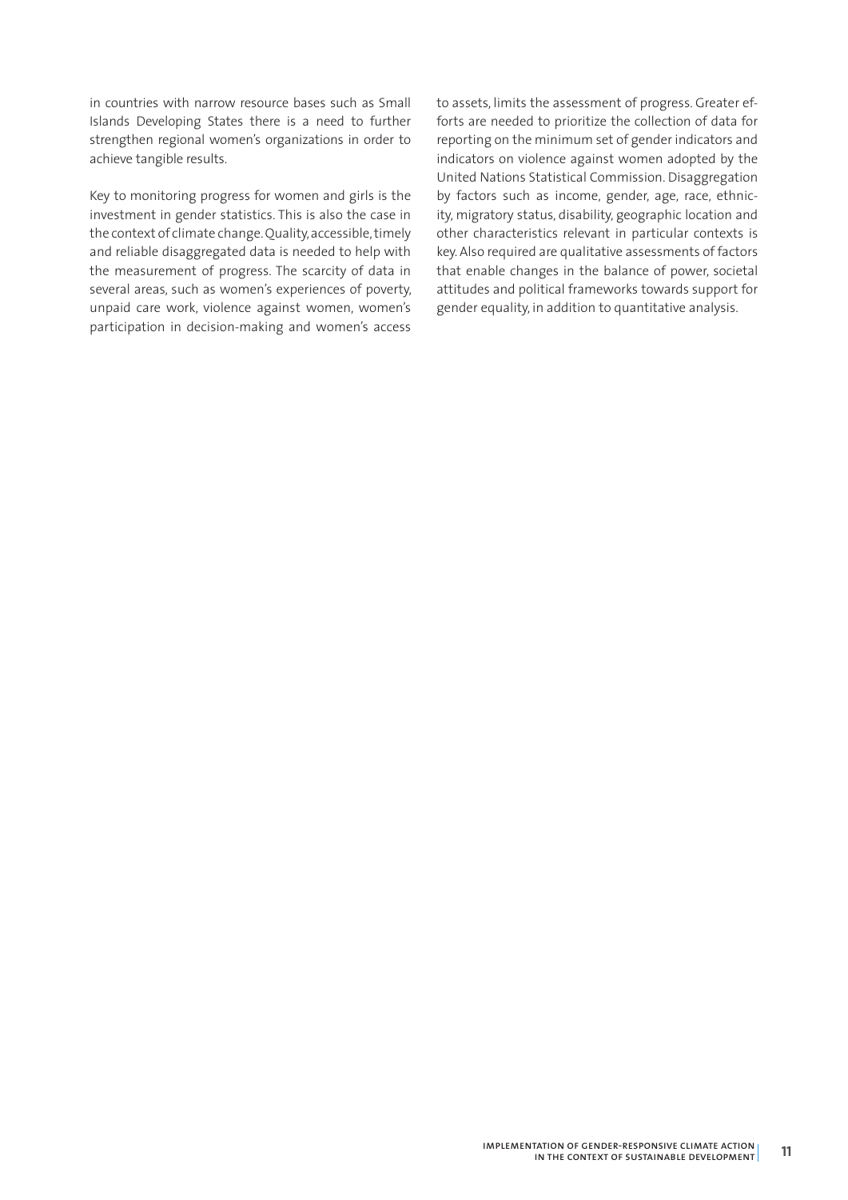in countries with narrow resource bases such as Small Islands Developing States there is a need to further strengthen regional women's organizations in order to achieve tangible results.

Key to monitoring progress for women and girls is the investment in gender statistics. This is also the case in the context of climate change. Quality, accessible, timely and reliable disaggregated data is needed to help with the measurement of progress. The scarcity of data in several areas, such as women's experiences of poverty, unpaid care work, violence against women, women's participation in decision-making and women's access to assets, limits the assessment of progress. Greater efforts are needed to prioritize the collection of data for reporting on the minimum set of gender indicators and indicators on violence against women adopted by the United Nations Statistical Commission. Disaggregation by factors such as income, gender, age, race, ethnicity, migratory status, disability, geographic location and other characteristics relevant in particular contexts is key. Also required are qualitative assessments of factors that enable changes in the balance of power, societal attitudes and political frameworks towards support for gender equality, in addition to quantitative analysis.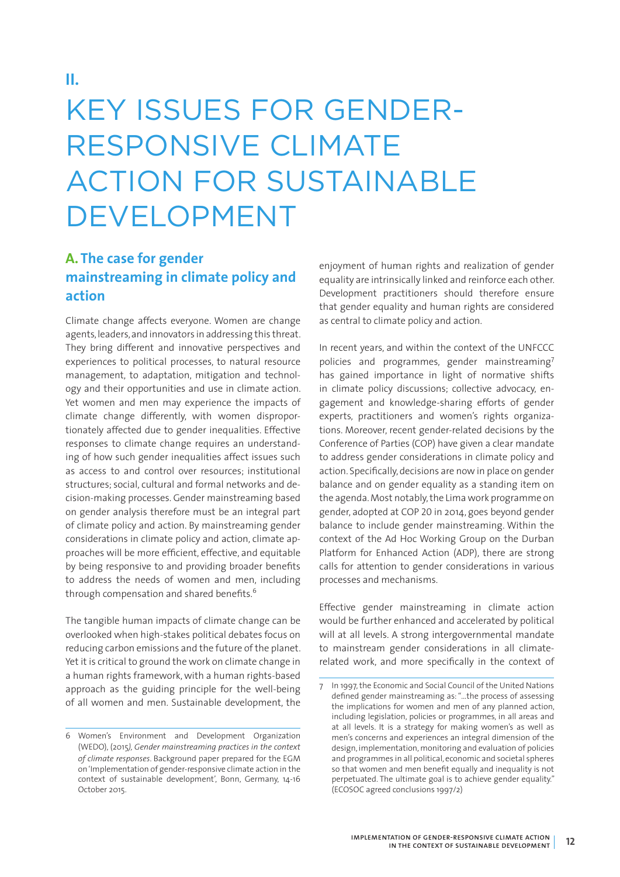# II.

# KEY ISSUES FOR GENDER-RESPONSIVE CLIMATE ACTION FOR SUSTAINABLE DEVELOPMENT

## A. The case for gender mainstreaming in climate policy and action

Climate change affects everyone. Women are change agents, leaders, and innovators in addressing this threat. They bring different and innovative perspectives and experiences to political processes, to natural resource management, to adaptation, mitigation and technology and their opportunities and use in climate action. Yet women and men may experience the impacts of climate change differently, with women disproportionately affected due to gender inequalities. Effective responses to climate change requires an understanding of how such gender inequalities affect issues such as access to and control over resources; institutional structures; social, cultural and formal networks and decision-making processes. Gender mainstreaming based on gender analysis therefore must be an integral part of climate policy and action. By mainstreaming gender considerations in climate policy and action, climate approaches will be more efficient, effective, and equitable by being responsive to and providing broader benefits to address the needs of women and men, including through compensation and shared benefits.[6]

The tangible human impacts of climate change can be overlooked when high-stakes political debates focus on reducing carbon emissions and the future of the planet. Yet it is critical to ground the work on climate change in a human rights framework, with a human rights-based approach as the guiding principle for the well-being of all women and men. Sustainable development, the enjoyment of human rights and realization of gender equality are intrinsically linked and reinforce each other. Development practitioners should therefore ensure that gender equality and human rights are considered as central to climate policy and action.

In recent years, and within the context of the UNFCCC policies and programmes, gender mainstreaming[7] has gained importance in light of normative shifts in climate policy discussions; collective advocacy, engagement and knowledge-sharing efforts of gender experts, practitioners and women's rights organizations. Moreover, recent gender-related decisions by the Conference of Parties (COP) have given a clear mandate to address gender considerations in climate policy and action. Specifically, decisions are now in place on gender balance and on gender equality as a standing item on the agenda. Most notably, the Lima work programme on gender, adopted at COP 20 in 2014, goes beyond gender balance to include gender mainstreaming. Within the context of the Ad Hoc Working Group on the Durban Platform for Enhanced Action (ADP), there are strong calls for attention to gender considerations in various processes and mechanisms.

Effective gender mainstreaming in climate action would be further enhanced and accelerated by political will at all levels. A strong intergovernmental mandate to mainstream gender considerations in all climate-related work, and more specifically in the context of

---

6 Women's Environment and Development Organization (WEDO), (2015), *Gender mainstreaming practices in the context of climate responses*. Background paper prepared for the EGM on 'Implementation of gender-responsive climate action in the context of sustainable development', Bonn, Germany, 14-16 October 2015.

7 In 1997, the Economic and Social Council of the United Nations defined gender mainstreaming as: "…the process of assessing the implications for women and men of any planned action, including legislation, policies or programmes, in all areas and at all levels. It is a strategy for making women's as well as men's concerns and experiences an integral dimension of the design, implementation, monitoring and evaluation of policies and programmes in all political, economic and societal spheres so that women and men benefit equally and inequality is not perpetuated. The ultimate goal is to achieve gender equality." (ECOSOC agreed conclusions 1997/2)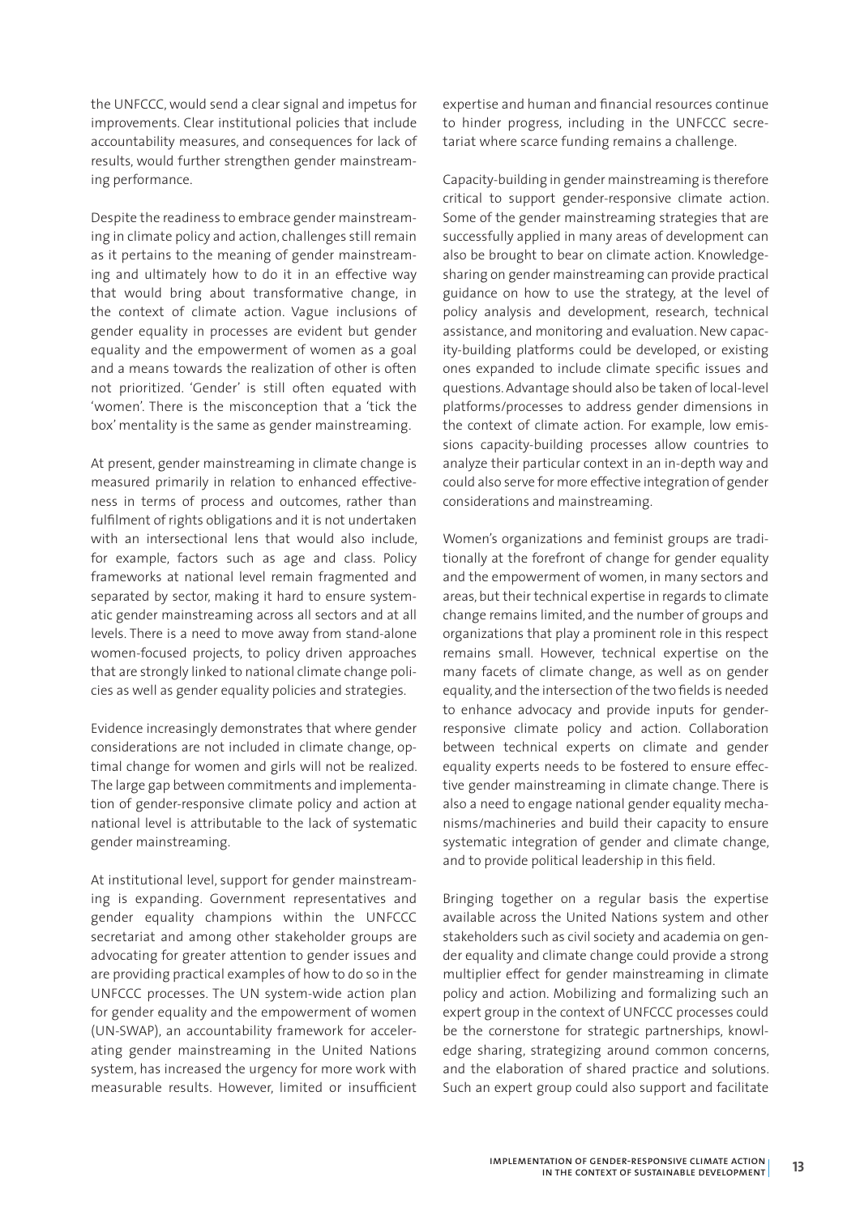the UNFCCC, would send a clear signal and impetus for improvements. Clear institutional policies that include accountability measures, and consequences for lack of results, would further strengthen gender mainstreaming performance.

Despite the readiness to embrace gender mainstreaming in climate policy and action, challenges still remain as it pertains to the meaning of gender mainstreaming and ultimately how to do it in an effective way that would bring about transformative change, in the context of climate action. Vague inclusions of gender equality in processes are evident but gender equality and the empowerment of women as a goal and a means towards the realization of other is often not prioritized. 'Gender' is still often equated with 'women'. There is the misconception that a 'tick the box' mentality is the same as gender mainstreaming.

At present, gender mainstreaming in climate change is measured primarily in relation to enhanced effectiveness in terms of process and outcomes, rather than fulfilment of rights obligations and it is not undertaken with an intersectional lens that would also include, for example, factors such as age and class. Policy frameworks at national level remain fragmented and separated by sector, making it hard to ensure systematic gender mainstreaming across all sectors and at all levels. There is a need to move away from stand-alone women-focused projects, to policy driven approaches that are strongly linked to national climate change policies as well as gender equality policies and strategies.

Evidence increasingly demonstrates that where gender considerations are not included in climate change, optimal change for women and girls will not be realized. The large gap between commitments and implementation of gender-responsive climate policy and action at national level is attributable to the lack of systematic gender mainstreaming.

At institutional level, support for gender mainstreaming is expanding. Government representatives and gender equality champions within the UNFCCC secretariat and among other stakeholder groups are advocating for greater attention to gender issues and are providing practical examples of how to do so in the UNFCCC processes. The UN system-wide action plan for gender equality and the empowerment of women (UN-SWAP), an accountability framework for accelerating gender mainstreaming in the United Nations system, has increased the urgency for more work with measurable results. However, limited or insufficient expertise and human and financial resources continue to hinder progress, including in the UNFCCC secretariat where scarce funding remains a challenge.

Capacity-building in gender mainstreaming is therefore critical to support gender-responsive climate action. Some of the gender mainstreaming strategies that are successfully applied in many areas of development can also be brought to bear on climate action. Knowledge-sharing on gender mainstreaming can provide practical guidance on how to use the strategy, at the level of policy analysis and development, research, technical assistance, and monitoring and evaluation. New capacity-building platforms could be developed, or existing ones expanded to include climate specific issues and questions. Advantage should also be taken of local-level platforms/processes to address gender dimensions in the context of climate action. For example, low emissions capacity-building processes allow countries to analyze their particular context in an in-depth way and could also serve for more effective integration of gender considerations and mainstreaming.

Women's organizations and feminist groups are traditionally at the forefront of change for gender equality and the empowerment of women, in many sectors and areas, but their technical expertise in regards to climate change remains limited, and the number of groups and organizations that play a prominent role in this respect remains small. However, technical expertise on the many facets of climate change, as well as on gender equality, and the intersection of the two fields is needed to enhance advocacy and provide inputs for gender-responsive climate policy and action. Collaboration between technical experts on climate and gender equality experts needs to be fostered to ensure effective gender mainstreaming in climate change. There is also a need to engage national gender equality mechanisms/machineries and build their capacity to ensure systematic integration of gender and climate change, and to provide political leadership in this field.

Bringing together on a regular basis the expertise available across the United Nations system and other stakeholders such as civil society and academia on gender equality and climate change could provide a strong multiplier effect for gender mainstreaming in climate policy and action. Mobilizing and formalizing such an expert group in the context of UNFCCC processes could be the cornerstone for strategic partnerships, knowledge sharing, strategizing around common concerns, and the elaboration of shared practice and solutions. Such an expert group could also support and facilitate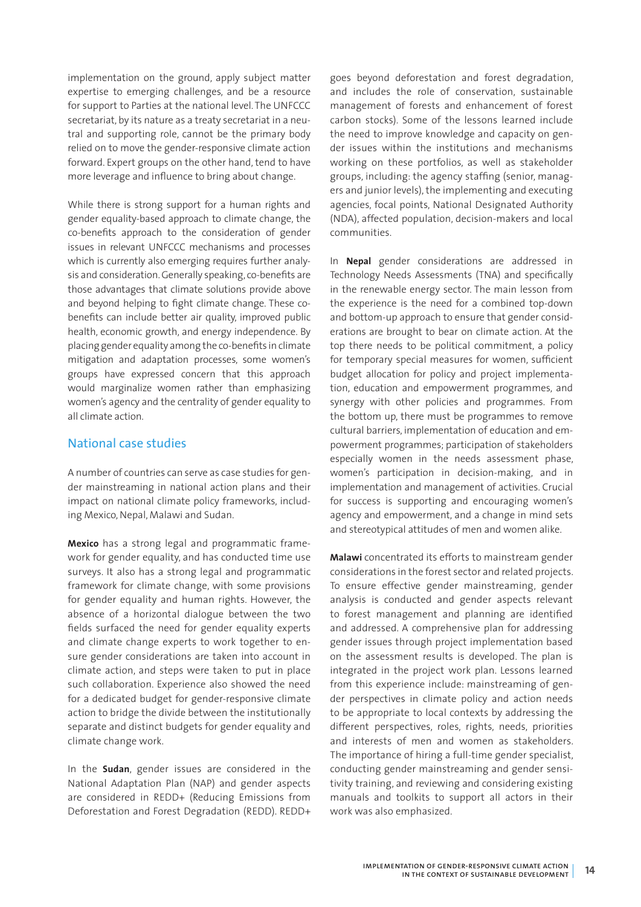implementation on the ground, apply subject matter expertise to emerging challenges, and be a resource for support to Parties at the national level. The UNFCCC secretariat, by its nature as a treaty secretariat in a neutral and supporting role, cannot be the primary body relied on to move the gender-responsive climate action forward. Expert groups on the other hand, tend to have more leverage and influence to bring about change.

While there is strong support for a human rights and gender equality-based approach to climate change, the co-benefits approach to the consideration of gender issues in relevant UNFCCC mechanisms and processes which is currently also emerging requires further analysis and consideration. Generally speaking, co-benefits are those advantages that climate solutions provide above and beyond helping to fight climate change. These co-benefits can include better air quality, improved public health, economic growth, and energy independence. By placing gender equality among the co-benefits in climate mitigation and adaptation processes, some women's groups have expressed concern that this approach would marginalize women rather than emphasizing women's agency and the centrality of gender equality to all climate action.

## National case studies

A number of countries can serve as case studies for gender mainstreaming in national action plans and their impact on national climate policy frameworks, including Mexico, Nepal, Malawi and Sudan.

**Mexico** has a strong legal and programmatic framework for gender equality, and has conducted time use surveys. It also has a strong legal and programmatic framework for climate change, with some provisions for gender equality and human rights. However, the absence of a horizontal dialogue between the two fields surfaced the need for gender equality experts and climate change experts to work together to ensure gender considerations are taken into account in climate action, and steps were taken to put in place such collaboration. Experience also showed the need for a dedicated budget for gender-responsive climate action to bridge the divide between the institutionally separate and distinct budgets for gender equality and climate change work.

In the **Sudan**, gender issues are considered in the National Adaptation Plan (NAP) and gender aspects are considered in REDD+ (Reducing Emissions from Deforestation and Forest Degradation (REDD). REDD+ goes beyond deforestation and forest degradation, and includes the role of conservation, sustainable management of forests and enhancement of forest carbon stocks). Some of the lessons learned include the need to improve knowledge and capacity on gender issues within the institutions and mechanisms working on these portfolios, as well as stakeholder groups, including: the agency staffing (senior, managers and junior levels), the implementing and executing agencies, focal points, National Designated Authority (NDA), affected population, decision-makers and local communities.

In **Nepal** gender considerations are addressed in Technology Needs Assessments (TNA) and specifically in the renewable energy sector. The main lesson from the experience is the need for a combined top-down and bottom-up approach to ensure that gender considerations are brought to bear on climate action. At the top there needs to be political commitment, a policy for temporary special measures for women, sufficient budget allocation for policy and project implementation, education and empowerment programmes, and synergy with other policies and programmes. From the bottom up, there must be programmes to remove cultural barriers, implementation of education and empowerment programmes; participation of stakeholders especially women in the needs assessment phase, women's participation in decision-making, and in implementation and management of activities. Crucial for success is supporting and encouraging women's agency and empowerment, and a change in mind sets and stereotypical attitudes of men and women alike.

**Malawi** concentrated its efforts to mainstream gender considerations in the forest sector and related projects. To ensure effective gender mainstreaming, gender analysis is conducted and gender aspects relevant to forest management and planning are identified and addressed. A comprehensive plan for addressing gender issues through project implementation based on the assessment results is developed. The plan is integrated in the project work plan. Lessons learned from this experience include: mainstreaming of gender perspectives in climate policy and action needs to be appropriate to local contexts by addressing the different perspectives, roles, rights, needs, priorities and interests of men and women as stakeholders. The importance of hiring a full-time gender specialist, conducting gender mainstreaming and gender sensitivity training, and reviewing and considering existing manuals and toolkits to support all actors in their work was also emphasized.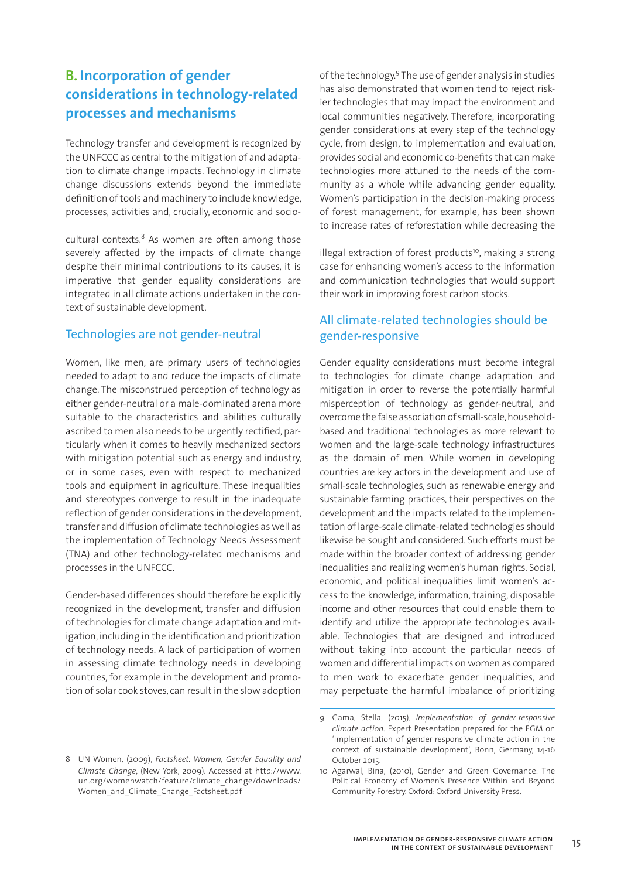## B. Incorporation of gender considerations in technology-related processes and mechanisms

Technology transfer and development is recognized by the UNFCCC as central to the mitigation of and adaptation to climate change impacts. Technology in climate change discussions extends beyond the immediate definition of tools and machinery to include knowledge, processes, activities and, crucially, economic and socio-cultural contexts.[8] As women are often among those severely affected by the impacts of climate change despite their minimal contributions to its causes, it is imperative that gender equality considerations are integrated in all climate actions undertaken in the context of sustainable development.

### Technologies are not gender-neutral

Women, like men, are primary users of technologies needed to adapt to and reduce the impacts of climate change. The misconstrued perception of technology as either gender-neutral or a male-dominated arena more suitable to the characteristics and abilities culturally ascribed to men also needs to be urgently rectified, particularly when it comes to heavily mechanized sectors with mitigation potential such as energy and industry, or in some cases, even with respect to mechanized tools and equipment in agriculture. These inequalities and stereotypes converge to result in the inadequate reflection of gender considerations in the development, transfer and diffusion of climate technologies as well as the implementation of Technology Needs Assessment (TNA) and other technology-related mechanisms and processes in the UNFCCC.

Gender-based differences should therefore be explicitly recognized in the development, transfer and diffusion of technologies for climate change adaptation and mitigation, including in the identification and prioritization of technology needs. A lack of participation of women in assessing climate technology needs in developing countries, for example in the development and promotion of solar cook stoves, can result in the slow adoption of the technology.[9] The use of gender analysis in studies has also demonstrated that women tend to reject riskier technologies that may impact the environment and local communities negatively. Therefore, incorporating gender considerations at every step of the technology cycle, from design, to implementation and evaluation, provides social and economic co-benefits that can make technologies more attuned to the needs of the community as a whole while advancing gender equality. Women's participation in the decision-making process of forest management, for example, has been shown to increase rates of reforestation while decreasing the illegal extraction of forest products[10], making a strong case for enhancing women's access to the information and communication technologies that would support their work in improving forest carbon stocks.

### All climate-related technologies should be gender-responsive

Gender equality considerations must become integral to technologies for climate change adaptation and mitigation in order to reverse the potentially harmful misperception of technology as gender-neutral, and overcome the false association of small-scale, household-based and traditional technologies as more relevant to women and the large-scale technology infrastructures as the domain of men. While women in developing countries are key actors in the development and use of small-scale technologies, such as renewable energy and sustainable farming practices, their perspectives on the development and the impacts related to the implementation of large-scale climate-related technologies should likewise be sought and considered. Such efforts must be made within the broader context of addressing gender inequalities and realizing women's human rights. Social, economic, and political inequalities limit women's access to the knowledge, information, training, disposable income and other resources that could enable them to identify and utilize the appropriate technologies available. Technologies that are designed and introduced without taking into account the particular needs of women and differential impacts on women as compared to men work to exacerbate gender inequalities, and may perpetuate the harmful imbalance of prioritizing

---

8 UN Women, (2009), *Factsheet: Women, Gender Equality and Climate Change*, (New York, 2009). Accessed at http://www.un.org/womenwatch/feature/climate_change/downloads/Women_and_Climate_Change_Factsheet.pdf

9 Gama, Stella, (2015), *Implementation of gender-responsive climate action*. Expert Presentation prepared for the EGM on 'Implementation of gender-responsive climate action in the context of sustainable development', Bonn, Germany, 14-16 October 2015.

10 Agarwal, Bina, (2010), Gender and Green Governance: The Political Economy of Women's Presence Within and Beyond Community Forestry. Oxford: Oxford University Press.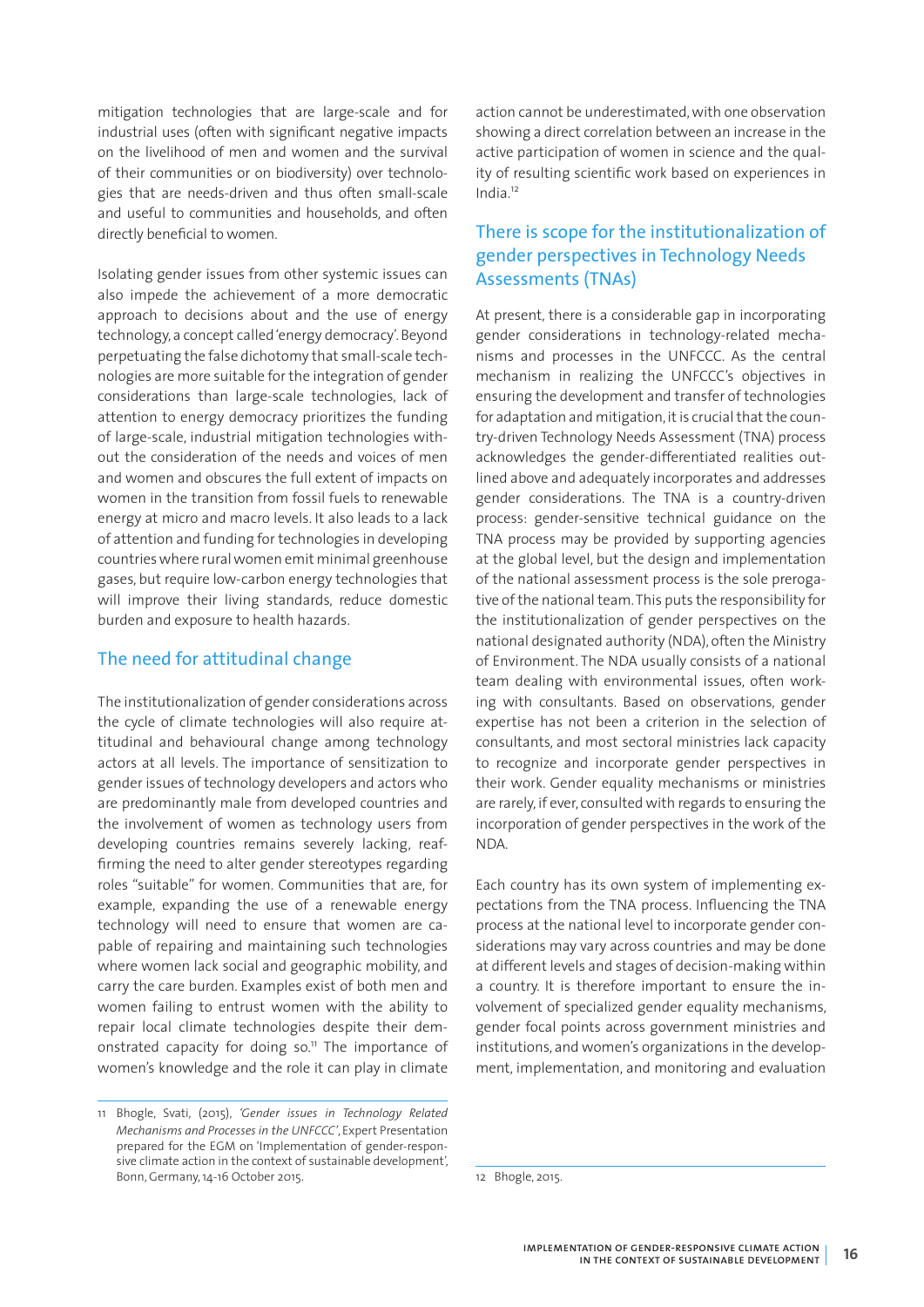mitigation technologies that are large-scale and for industrial uses (often with significant negative impacts on the livelihood of men and women and the survival of their communities or on biodiversity) over technologies that are needs-driven and thus often small-scale and useful to communities and households, and often directly beneficial to women.

Isolating gender issues from other systemic issues can also impede the achievement of a more democratic approach to decisions about and the use of energy technology, a concept called 'energy democracy'. Beyond perpetuating the false dichotomy that small-scale technologies are more suitable for the integration of gender considerations than large-scale technologies, lack of attention to energy democracy prioritizes the funding of large-scale, industrial mitigation technologies without the consideration of the needs and voices of men and women and obscures the full extent of impacts on women in the transition from fossil fuels to renewable energy at micro and macro levels. It also leads to a lack of attention and funding for technologies in developing countries where rural women emit minimal greenhouse gases, but require low-carbon energy technologies that will improve their living standards, reduce domestic burden and exposure to health hazards.

## The need for attitudinal change

The institutionalization of gender considerations across the cycle of climate technologies will also require attitudinal and behavioural change among technology actors at all levels. The importance of sensitization to gender issues of technology developers and actors who are predominantly male from developed countries and the involvement of women as technology users from developing countries remains severely lacking, reaffirming the need to alter gender stereotypes regarding roles "suitable" for women. Communities that are, for example, expanding the use of a renewable energy technology will need to ensure that women are capable of repairing and maintaining such technologies where women lack social and geographic mobility, and carry the care burden. Examples exist of both men and women failing to entrust women with the ability to repair local climate technologies despite their demonstrated capacity for doing so.[11] The importance of women's knowledge and the role it can play in climate action cannot be underestimated, with one observation showing a direct correlation between an increase in the active participation of women in science and the quality of resulting scientific work based on experiences in India.[12]

## There is scope for the institutionalization of gender perspectives in Technology Needs Assessments (TNAs)

At present, there is a considerable gap in incorporating gender considerations in technology-related mechanisms and processes in the UNFCCC. As the central mechanism in realizing the UNFCCC's objectives in ensuring the development and transfer of technologies for adaptation and mitigation, it is crucial that the country-driven Technology Needs Assessment (TNA) process acknowledges the gender-differentiated realities outlined above and adequately incorporates and addresses gender considerations. The TNA is a country-driven process: gender-sensitive technical guidance on the TNA process may be provided by supporting agencies at the global level, but the design and implementation of the national assessment process is the sole prerogative of the national team. This puts the responsibility for the institutionalization of gender perspectives on the national designated authority (NDA), often the Ministry of Environment. The NDA usually consists of a national team dealing with environmental issues, often working with consultants. Based on observations, gender expertise has not been a criterion in the selection of consultants, and most sectoral ministries lack capacity to recognize and incorporate gender perspectives in their work. Gender equality mechanisms or ministries are rarely, if ever, consulted with regards to ensuring the incorporation of gender perspectives in the work of the NDA.

Each country has its own system of implementing expectations from the TNA process. Influencing the TNA process at the national level to incorporate gender considerations may vary across countries and may be done at different levels and stages of decision-making within a country. It is therefore important to ensure the involvement of specialized gender equality mechanisms, gender focal points across government ministries and institutions, and women's organizations in the development, implementation, and monitoring and evaluation

---

11 Bhogle, Svati, (2015), *'Gender issues in Technology Related Mechanisms and Processes in the UNFCCC'*, Expert Presentation prepared for the EGM on 'Implementation of gender-responsive climate action in the context of sustainable development', Bonn, Germany, 14-16 October 2015.

12 Bhogle, 2015.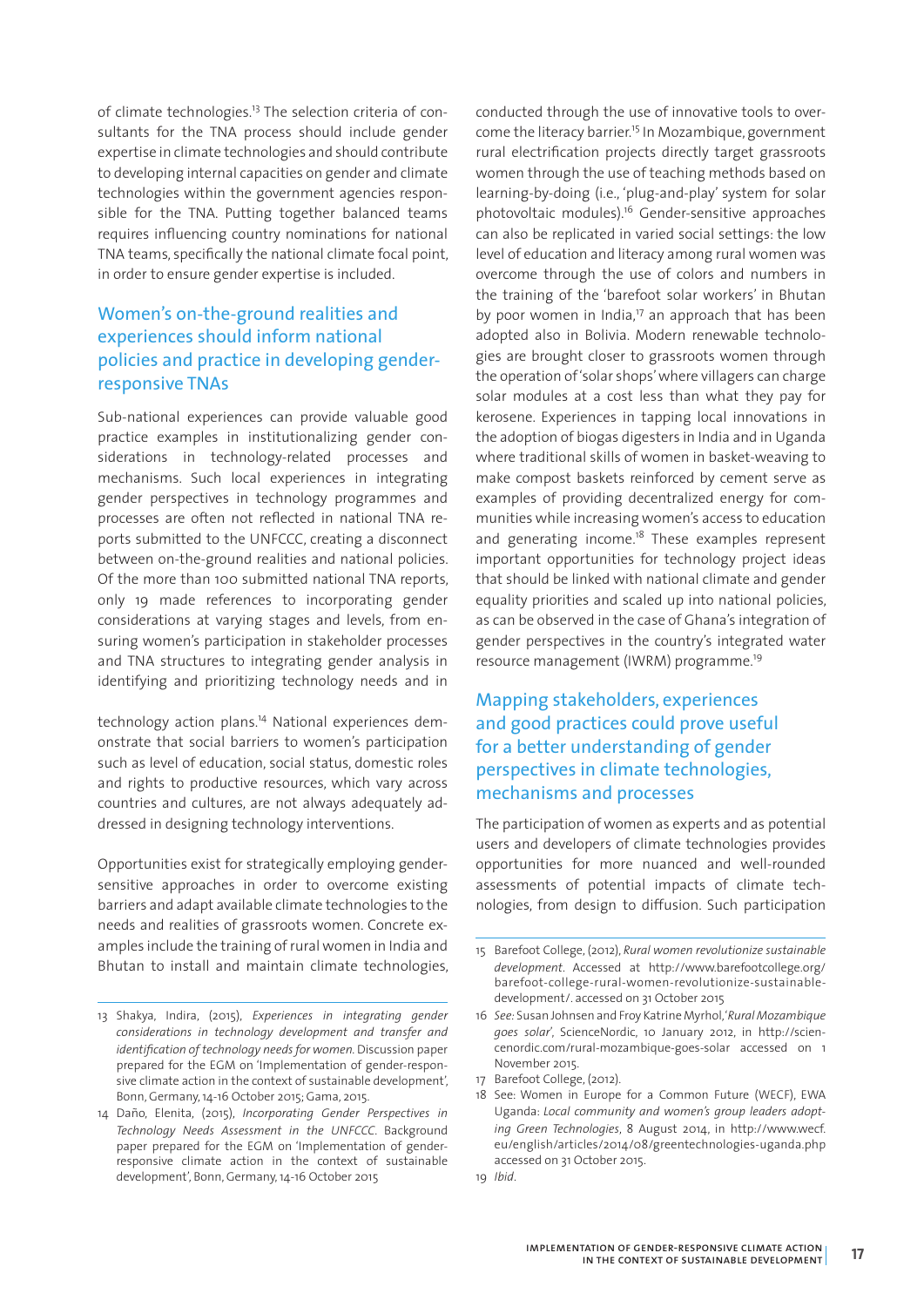of climate technologies.[13] The selection criteria of consultants for the TNA process should include gender expertise in climate technologies and should contribute to developing internal capacities on gender and climate technologies within the government agencies responsible for the TNA. Putting together balanced teams requires influencing country nominations for national TNA teams, specifically the national climate focal point, in order to ensure gender expertise is included.

## Women's on-the-ground realities and experiences should inform national policies and practice in developing gender-responsive TNAs

Sub-national experiences can provide valuable good practice examples in institutionalizing gender considerations in technology-related processes and mechanisms. Such local experiences in integrating gender perspectives in technology programmes and processes are often not reflected in national TNA reports submitted to the UNFCCC, creating a disconnect between on-the-ground realities and national policies. Of the more than 100 submitted national TNA reports, only 19 made references to incorporating gender considerations at varying stages and levels, from ensuring women's participation in stakeholder processes and TNA structures to integrating gender analysis in identifying and prioritizing technology needs and in technology action plans.[14] National experiences demonstrate that social barriers to women's participation such as level of education, social status, domestic roles and rights to productive resources, which vary across countries and cultures, are not always adequately addressed in designing technology interventions.

Opportunities exist for strategically employing gender-sensitive approaches in order to overcome existing barriers and adapt available climate technologies to the needs and realities of grassroots women. Concrete examples include the training of rural women in India and Bhutan to install and maintain climate technologies, conducted through the use of innovative tools to overcome the literacy barrier.[15] In Mozambique, government rural electrification projects directly target grassroots women through the use of teaching methods based on learning-by-doing (i.e., 'plug-and-play' system for solar photovoltaic modules).[16] Gender-sensitive approaches can also be replicated in varied social settings: the low level of education and literacy among rural women was overcome through the use of colors and numbers in the training of the 'barefoot solar workers' in Bhutan by poor women in India,[17] an approach that has been adopted also in Bolivia. Modern renewable technologies are brought closer to grassroots women through the operation of 'solar shops' where villagers can charge solar modules at a cost less than what they pay for kerosene. Experiences in tapping local innovations in the adoption of biogas digesters in India and in Uganda where traditional skills of women in basket-weaving to make compost baskets reinforced by cement serve as examples of providing decentralized energy for communities while increasing women's access to education and generating income.[18] These examples represent important opportunities for technology project ideas that should be linked with national climate and gender equality priorities and scaled up into national policies, as can be observed in the case of Ghana's integration of gender perspectives in the country's integrated water resource management (IWRM) programme.[19]

## Mapping stakeholders, experiences and good practices could prove useful for a better understanding of gender perspectives in climate technologies, mechanisms and processes

The participation of women as experts and as potential users and developers of climate technologies provides opportunities for more nuanced and well-rounded assessments of potential impacts of climate technologies, from design to diffusion. Such participation

---

13 Shakya, Indira, (2015), *Experiences in integrating gender considerations in technology development and transfer and identification of technology needs for women*. Discussion paper prepared for the EGM on 'Implementation of gender-responsive climate action in the context of sustainable development', Bonn, Germany, 14-16 October 2015; Gama, 2015.

14 Daño, Elenita, (2015), *Incorporating Gender Perspectives in Technology Needs Assessment in the UNFCCC*. Background paper prepared for the EGM on 'Implementation of gender-responsive climate action in the context of sustainable development', Bonn, Germany, 14-16 October 2015

15 Barefoot College, (2012), *Rural women revolutionize sustainable development*. Accessed at http://www.barefootcollege.org/barefoot-college-rural-women-revolutionize-sustainable-development/. accessed on 31 October 2015

16 *See:* Susan Johnsen and Froy Katrine Myrhol, '*Rural Mozambique goes solar*', ScienceNordic, 10 January 2012, in http://sciencenordic.com/rural-mozambique-goes-solar accessed on 1 November 2015.

17 Barefoot College, (2012).

18 See: Women in Europe for a Common Future (WECF), EWA Uganda: *Local community and women's group leaders adopting Green Technologies*, 8 August 2014, in http://www.wecf.eu/english/articles/2014/08/greentechnologies-uganda.php accessed on 31 October 2015.

19 *Ibid*.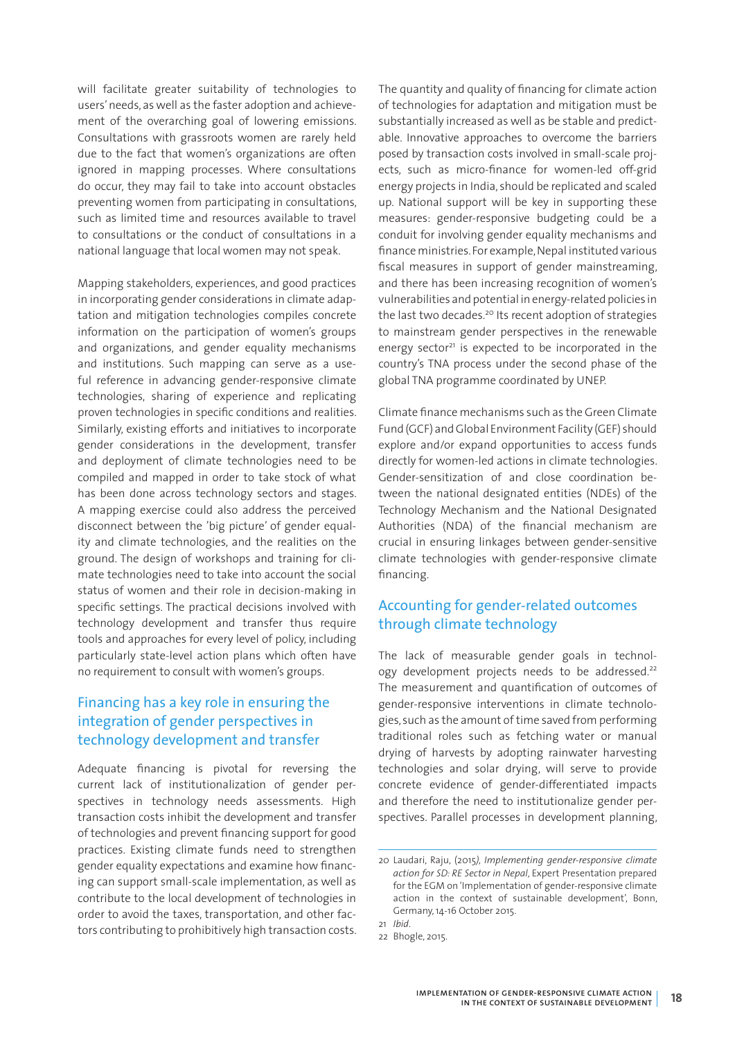will facilitate greater suitability of technologies to users' needs, as well as the faster adoption and achievement of the overarching goal of lowering emissions. Consultations with grassroots women are rarely held due to the fact that women's organizations are often ignored in mapping processes. Where consultations do occur, they may fail to take into account obstacles preventing women from participating in consultations, such as limited time and resources available to travel to consultations or the conduct of consultations in a national language that local women may not speak.

Mapping stakeholders, experiences, and good practices in incorporating gender considerations in climate adaptation and mitigation technologies compiles concrete information on the participation of women's groups and organizations, and gender equality mechanisms and institutions. Such mapping can serve as a useful reference in advancing gender-responsive climate technologies, sharing of experience and replicating proven technologies in specific conditions and realities. Similarly, existing efforts and initiatives to incorporate gender considerations in the development, transfer and deployment of climate technologies need to be compiled and mapped in order to take stock of what has been done across technology sectors and stages. A mapping exercise could also address the perceived disconnect between the 'big picture' of gender equality and climate technologies, and the realities on the ground. The design of workshops and training for climate technologies need to take into account the social status of women and their role in decision-making in specific settings. The practical decisions involved with technology development and transfer thus require tools and approaches for every level of policy, including particularly state-level action plans which often have no requirement to consult with women's groups.

## Financing has a key role in ensuring the integration of gender perspectives in technology development and transfer

Adequate financing is pivotal for reversing the current lack of institutionalization of gender perspectives in technology needs assessments. High transaction costs inhibit the development and transfer of technologies and prevent financing support for good practices. Existing climate funds need to strengthen gender equality expectations and examine how financing can support small-scale implementation, as well as contribute to the local development of technologies in order to avoid the taxes, transportation, and other factors contributing to prohibitively high transaction costs.

The quantity and quality of financing for climate action of technologies for adaptation and mitigation must be substantially increased as well as be stable and predictable. Innovative approaches to overcome the barriers posed by transaction costs involved in small-scale projects, such as micro-finance for women-led off-grid energy projects in India, should be replicated and scaled up. National support will be key in supporting these measures: gender-responsive budgeting could be a conduit for involving gender equality mechanisms and finance ministries. For example, Nepal instituted various fiscal measures in support of gender mainstreaming, and there has been increasing recognition of women's vulnerabilities and potential in energy-related policies in the last two decades.[20] Its recent adoption of strategies to mainstream gender perspectives in the renewable energy sector[21] is expected to be incorporated in the country's TNA process under the second phase of the global TNA programme coordinated by UNEP.

Climate finance mechanisms such as the Green Climate Fund (GCF) and Global Environment Facility (GEF) should explore and/or expand opportunities to access funds directly for women-led actions in climate technologies. Gender-sensitization of and close coordination between the national designated entities (NDEs) of the Technology Mechanism and the National Designated Authorities (NDA) of the financial mechanism are crucial in ensuring linkages between gender-sensitive climate technologies with gender-responsive climate financing.

## Accounting for gender-related outcomes through climate technology

The lack of measurable gender goals in technology development projects needs to be addressed.[22] The measurement and quantification of outcomes of gender-responsive interventions in climate technologies, such as the amount of time saved from performing traditional roles such as fetching water or manual drying of harvests by adopting rainwater harvesting technologies and solar drying, will serve to provide concrete evidence of gender-differentiated impacts and therefore the need to institutionalize gender perspectives. Parallel processes in development planning,

---

20 Laudari, Raju, (2015), *Implementing gender-responsive climate action for SD: RE Sector in Nepal*, Expert Presentation prepared for the EGM on 'Implementation of gender-responsive climate action in the context of sustainable development', Bonn, Germany, 14-16 October 2015.

21 *Ibid*.

22 Bhogle, 2015.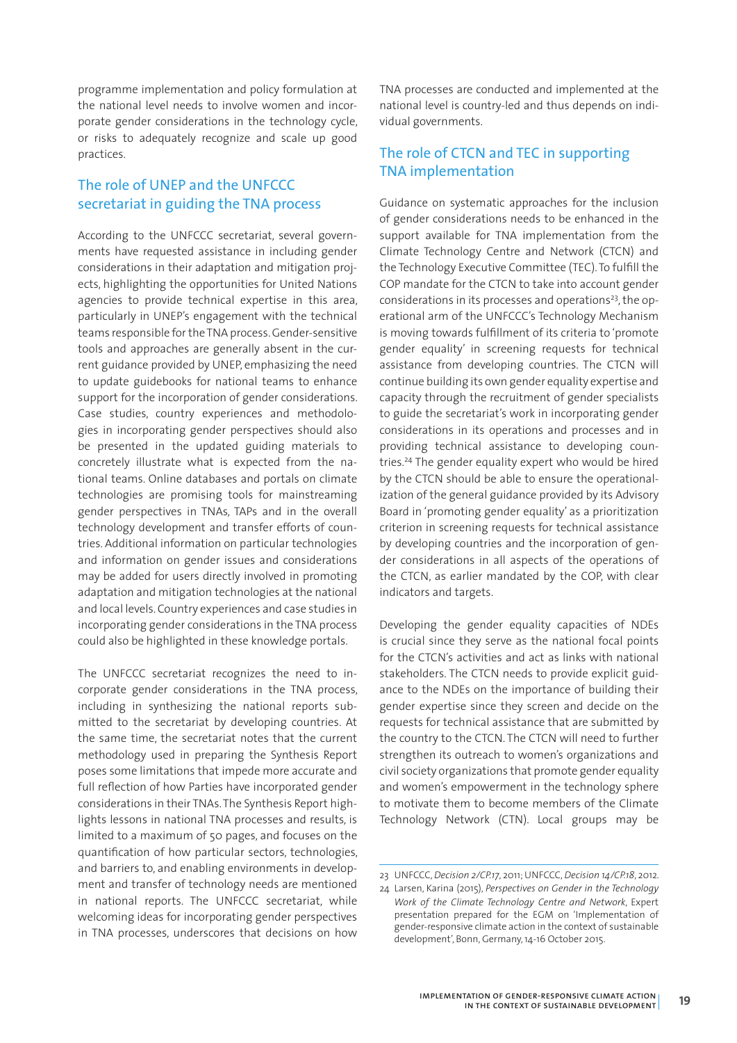programme implementation and policy formulation at the national level needs to involve women and incorporate gender considerations in the technology cycle, or risks to adequately recognize and scale up good practices.

## The role of UNEP and the UNFCCC secretariat in guiding the TNA process

According to the UNFCCC secretariat, several governments have requested assistance in including gender considerations in their adaptation and mitigation projects, highlighting the opportunities for United Nations agencies to provide technical expertise in this area, particularly in UNEP's engagement with the technical teams responsible for the TNA process. Gender-sensitive tools and approaches are generally absent in the current guidance provided by UNEP, emphasizing the need to update guidebooks for national teams to enhance support for the incorporation of gender considerations. Case studies, country experiences and methodologies in incorporating gender perspectives should also be presented in the updated guiding materials to concretely illustrate what is expected from the national teams. Online databases and portals on climate technologies are promising tools for mainstreaming gender perspectives in TNAs, TAPs and in the overall technology development and transfer efforts of countries. Additional information on particular technologies and information on gender issues and considerations may be added for users directly involved in promoting adaptation and mitigation technologies at the national and local levels. Country experiences and case studies in incorporating gender considerations in the TNA process could also be highlighted in these knowledge portals.

The UNFCCC secretariat recognizes the need to incorporate gender considerations in the TNA process, including in synthesizing the national reports submitted to the secretariat by developing countries. At the same time, the secretariat notes that the current methodology used in preparing the Synthesis Report poses some limitations that impede more accurate and full reflection of how Parties have incorporated gender considerations in their TNAs. The Synthesis Report highlights lessons in national TNA processes and results, is limited to a maximum of 50 pages, and focuses on the quantification of how particular sectors, technologies, and barriers to, and enabling environments in development and transfer of technology needs are mentioned in national reports. The UNFCCC secretariat, while welcoming ideas for incorporating gender perspectives in TNA processes, underscores that decisions on how TNA processes are conducted and implemented at the national level is country-led and thus depends on individual governments.

## The role of CTCN and TEC in supporting TNA implementation

Guidance on systematic approaches for the inclusion of gender considerations needs to be enhanced in the support available for TNA implementation from the Climate Technology Centre and Network (CTCN) and the Technology Executive Committee (TEC). To fulfill the COP mandate for the CTCN to take into account gender considerations in its processes and operations[23], the operational arm of the UNFCCC's Technology Mechanism is moving towards fulfillment of its criteria to 'promote gender equality' in screening requests for technical assistance from developing countries. The CTCN will continue building its own gender equality expertise and capacity through the recruitment of gender specialists to guide the secretariat's work in incorporating gender considerations in its operations and processes and in providing technical assistance to developing countries.[24] The gender equality expert who would be hired by the CTCN should be able to ensure the operationalization of the general guidance provided by its Advisory Board in 'promoting gender equality' as a prioritization criterion in screening requests for technical assistance by developing countries and the incorporation of gender considerations in all aspects of the operations of the CTCN, as earlier mandated by the COP, with clear indicators and targets.

Developing the gender equality capacities of NDEs is crucial since they serve as the national focal points for the CTCN's activities and act as links with national stakeholders. The CTCN needs to provide explicit guidance to the NDEs on the importance of building their gender expertise since they screen and decide on the requests for technical assistance that are submitted by the country to the CTCN. The CTCN will need to further strengthen its outreach to women's organizations and civil society organizations that promote gender equality and women's empowerment in the technology sphere to motivate them to become members of the Climate Technology Network (CTN). Local groups may be

---

23 UNFCCC, *Decision 2/CP.17*, 2011; UNFCCC, *Decision 14/CP.18*, 2012.

24 Larsen, Karina (2015), *Perspectives on Gender in the Technology Work of the Climate Technology Centre and Network*, Expert presentation prepared for the EGM on 'Implementation of gender-responsive climate action in the context of sustainable development', Bonn, Germany, 14-16 October 2015.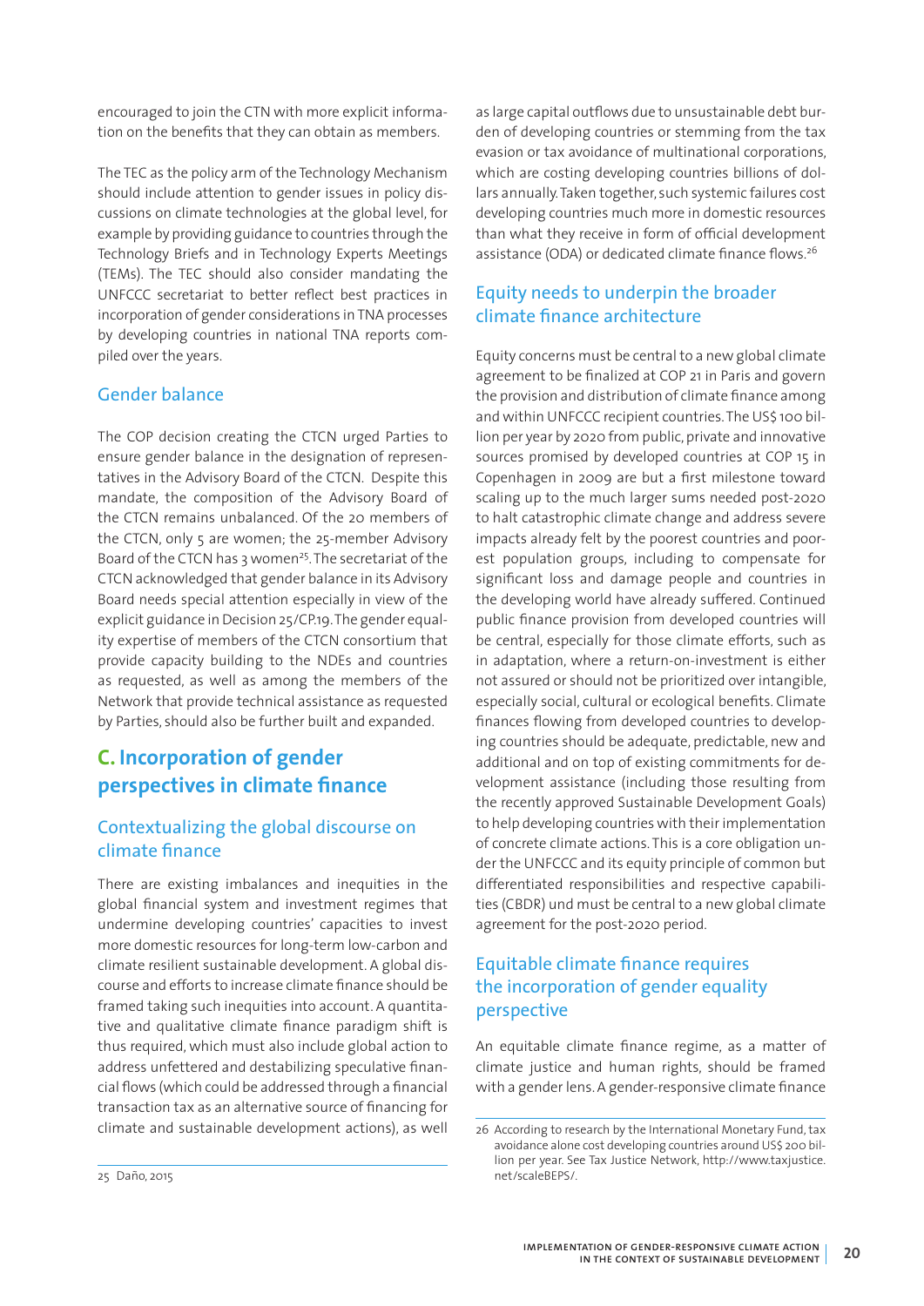encouraged to join the CTN with more explicit information on the benefits that they can obtain as members.

The TEC as the policy arm of the Technology Mechanism should include attention to gender issues in policy discussions on climate technologies at the global level, for example by providing guidance to countries through the Technology Briefs and in Technology Experts Meetings (TEMs). The TEC should also consider mandating the UNFCCC secretariat to better reflect best practices in incorporation of gender considerations in TNA processes by developing countries in national TNA reports compiled over the years.

### Gender balance

The COP decision creating the CTCN urged Parties to ensure gender balance in the designation of representatives in the Advisory Board of the CTCN. Despite this mandate, the composition of the Advisory Board of the CTCN remains unbalanced. Of the 20 members of the CTCN, only 5 are women; the 25-member Advisory Board of the CTCN has 3 women[25]. The secretariat of the CTCN acknowledged that gender balance in its Advisory Board needs special attention especially in view of the explicit guidance in Decision 25/CP.19. The gender equality expertise of members of the CTCN consortium that provide capacity building to the NDEs and countries as requested, as well as among the members of the Network that provide technical assistance as requested by Parties, should also be further built and expanded.

## C. Incorporation of gender perspectives in climate finance

### Contextualizing the global discourse on climate finance

There are existing imbalances and inequities in the global financial system and investment regimes that undermine developing countries' capacities to invest more domestic resources for long-term low-carbon and climate resilient sustainable development. A global discourse and efforts to increase climate finance should be framed taking such inequities into account. A quantitative and qualitative climate finance paradigm shift is thus required, which must also include global action to address unfettered and destabilizing speculative financial flows (which could be addressed through a financial transaction tax as an alternative source of financing for climate and sustainable development actions), as well as large capital outflows due to unsustainable debt burden of developing countries or stemming from the tax evasion or tax avoidance of multinational corporations, which are costing developing countries billions of dollars annually. Taken together, such systemic failures cost developing countries much more in domestic resources than what they receive in form of official development assistance (ODA) or dedicated climate finance flows.[26]

### Equity needs to underpin the broader climate finance architecture

Equity concerns must be central to a new global climate agreement to be finalized at COP 21 in Paris and govern the provision and distribution of climate finance among and within UNFCCC recipient countries. The US$ 100 billion per year by 2020 from public, private and innovative sources promised by developed countries at COP 15 in Copenhagen in 2009 are but a first milestone toward scaling up to the much larger sums needed post-2020 to halt catastrophic climate change and address severe impacts already felt by the poorest countries and poorest population groups, including to compensate for significant loss and damage people and countries in the developing world have already suffered. Continued public finance provision from developed countries will be central, especially for those climate efforts, such as in adaptation, where a return-on-investment is either not assured or should not be prioritized over intangible, especially social, cultural or ecological benefits. Climate finances flowing from developed countries to developing countries should be adequate, predictable, new and additional and on top of existing commitments for development assistance (including those resulting from the recently approved Sustainable Development Goals) to help developing countries with their implementation of concrete climate actions. This is a core obligation under the UNFCCC and its equity principle of common but differentiated responsibilities and respective capabilities (CBDR) und must be central to a new global climate agreement for the post-2020 period.

### Equitable climate finance requires the incorporation of gender equality perspective

An equitable climate finance regime, as a matter of climate justice and human rights, should be framed with a gender lens. A gender-responsive climate finance

25 Daño, 2015

26 According to research by the International Monetary Fund, tax avoidance alone cost developing countries around US$ 200 billion per year. See Tax Justice Network, http://www.taxjustice.net/scaleBEPS/.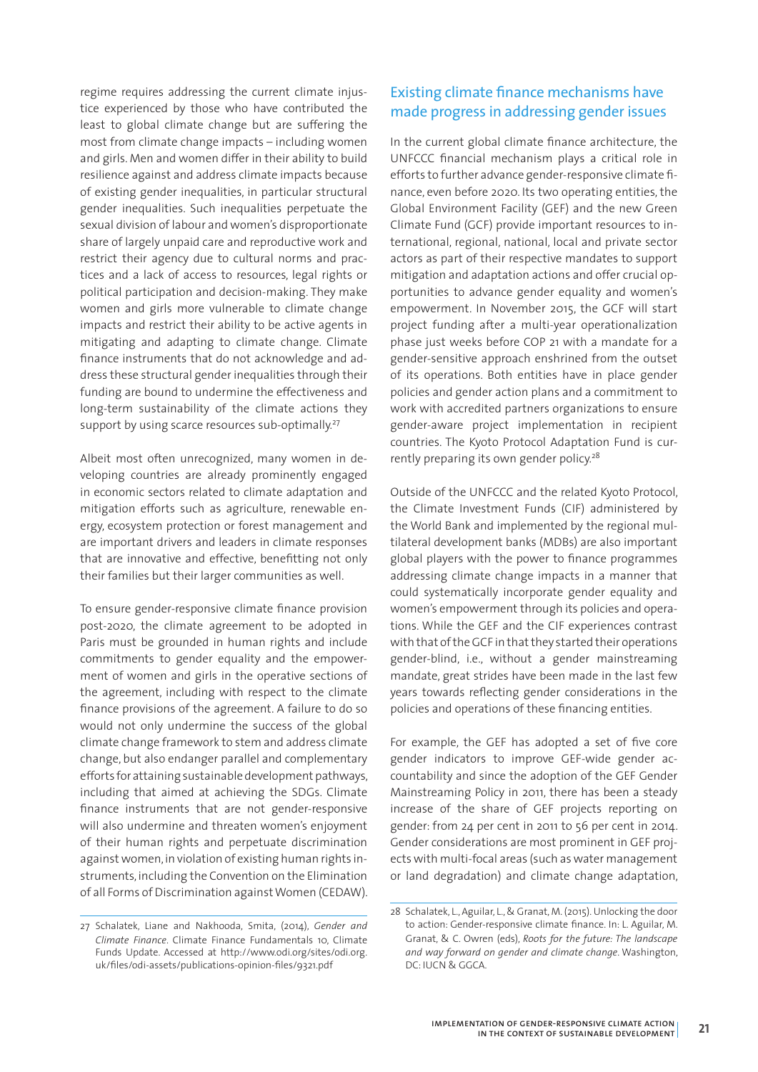regime requires addressing the current climate injustice experienced by those who have contributed the least to global climate change but are suffering the most from climate change impacts – including women and girls. Men and women differ in their ability to build resilience against and address climate impacts because of existing gender inequalities, in particular structural gender inequalities. Such inequalities perpetuate the sexual division of labour and women's disproportionate share of largely unpaid care and reproductive work and restrict their agency due to cultural norms and practices and a lack of access to resources, legal rights or political participation and decision-making. They make women and girls more vulnerable to climate change impacts and restrict their ability to be active agents in mitigating and adapting to climate change. Climate finance instruments that do not acknowledge and address these structural gender inequalities through their funding are bound to undermine the effectiveness and long-term sustainability of the climate actions they support by using scarce resources sub-optimally.[27]

Albeit most often unrecognized, many women in developing countries are already prominently engaged in economic sectors related to climate adaptation and mitigation efforts such as agriculture, renewable energy, ecosystem protection or forest management and are important drivers and leaders in climate responses that are innovative and effective, benefitting not only their families but their larger communities as well.

To ensure gender-responsive climate finance provision post-2020, the climate agreement to be adopted in Paris must be grounded in human rights and include commitments to gender equality and the empowerment of women and girls in the operative sections of the agreement, including with respect to the climate finance provisions of the agreement. A failure to do so would not only undermine the success of the global climate change framework to stem and address climate change, but also endanger parallel and complementary efforts for attaining sustainable development pathways, including that aimed at achieving the SDGs. Climate finance instruments that are not gender-responsive will also undermine and threaten women's enjoyment of their human rights and perpetuate discrimination against women, in violation of existing human rights instruments, including the Convention on the Elimination of all Forms of Discrimination against Women (CEDAW).

## Existing climate finance mechanisms have made progress in addressing gender issues

In the current global climate finance architecture, the UNFCCC financial mechanism plays a critical role in efforts to further advance gender-responsive climate finance, even before 2020. Its two operating entities, the Global Environment Facility (GEF) and the new Green Climate Fund (GCF) provide important resources to international, regional, national, local and private sector actors as part of their respective mandates to support mitigation and adaptation actions and offer crucial opportunities to advance gender equality and women's empowerment. In November 2015, the GCF will start project funding after a multi-year operationalization phase just weeks before COP 21 with a mandate for a gender-sensitive approach enshrined from the outset of its operations. Both entities have in place gender policies and gender action plans and a commitment to work with accredited partners organizations to ensure gender-aware project implementation in recipient countries. The Kyoto Protocol Adaptation Fund is currently preparing its own gender policy.[28]

Outside of the UNFCCC and the related Kyoto Protocol, the Climate Investment Funds (CIF) administered by the World Bank and implemented by the regional multilateral development banks (MDBs) are also important global players with the power to finance programmes addressing climate change impacts in a manner that could systematically incorporate gender equality and women's empowerment through its policies and operations. While the GEF and the CIF experiences contrast with that of the GCF in that they started their operations gender-blind, i.e., without a gender mainstreaming mandate, great strides have been made in the last few years towards reflecting gender considerations in the policies and operations of these financing entities.

For example, the GEF has adopted a set of five core gender indicators to improve GEF-wide gender accountability and since the adoption of the GEF Gender Mainstreaming Policy in 2011, there has been a steady increase of the share of GEF projects reporting on gender: from 24 per cent in 2011 to 56 per cent in 2014. Gender considerations are most prominent in GEF projects with multi-focal areas (such as water management or land degradation) and climate change adaptation,

27 Schalatek, Liane and Nakhooda, Smita, (2014), *Gender and Climate Finance*. Climate Finance Fundamentals 10, Climate Funds Update. Accessed at http://www.odi.org/sites/odi.org.uk/files/odi-assets/publications-opinion-files/9321.pdf

28 Schalatek, L., Aguilar, L., & Granat, M. (2015). Unlocking the door to action: Gender-responsive climate finance. In: L. Aguilar, M. Granat, & C. Owren (eds), *Roots for the future: The landscape and way forward on gender and climate change*. Washington, DC: IUCN & GGCA.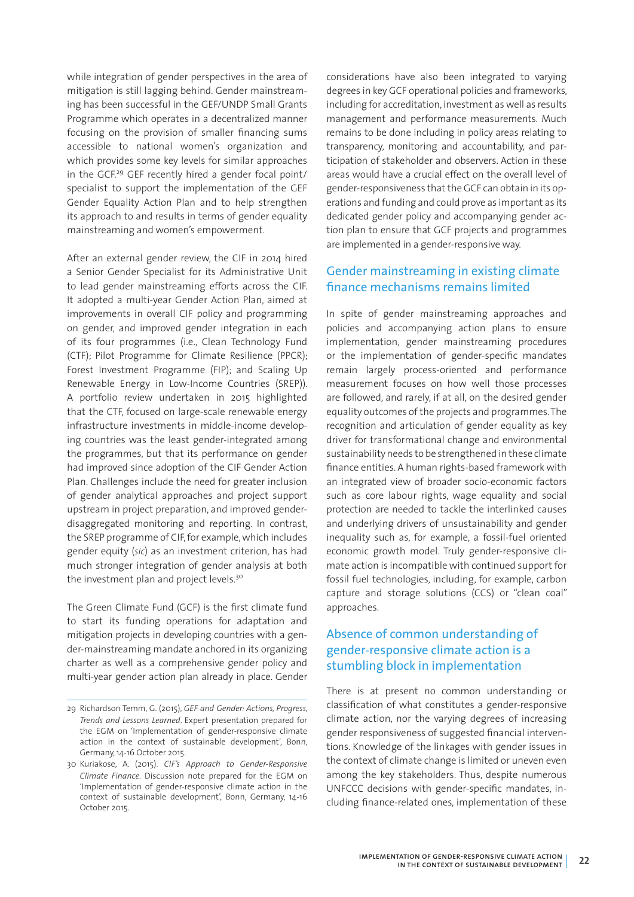while integration of gender perspectives in the area of mitigation is still lagging behind. Gender mainstreaming has been successful in the GEF/UNDP Small Grants Programme which operates in a decentralized manner focusing on the provision of smaller financing sums accessible to national women's organization and which provides some key levels for similar approaches in the GCF.[29] GEF recently hired a gender focal point/specialist to support the implementation of the GEF Gender Equality Action Plan and to help strengthen its approach to and results in terms of gender equality mainstreaming and women's empowerment.

After an external gender review, the CIF in 2014 hired a Senior Gender Specialist for its Administrative Unit to lead gender mainstreaming efforts across the CIF. It adopted a multi-year Gender Action Plan, aimed at improvements in overall CIF policy and programming on gender, and improved gender integration in each of its four programmes (i.e., Clean Technology Fund (CTF); Pilot Programme for Climate Resilience (PPCR); Forest Investment Programme (FIP); and Scaling Up Renewable Energy in Low-Income Countries (SREP)). A portfolio review undertaken in 2015 highlighted that the CTF, focused on large-scale renewable energy infrastructure investments in middle-income developing countries was the least gender-integrated among the programmes, but that its performance on gender had improved since adoption of the CIF Gender Action Plan. Challenges include the need for greater inclusion of gender analytical approaches and project support upstream in project preparation, and improved gender-disaggregated monitoring and reporting. In contrast, the SREP programme of CIF, for example, which includes gender equity (*sic*) as an investment criterion, has had much stronger integration of gender analysis at both the investment plan and project levels.[30]

The Green Climate Fund (GCF) is the first climate fund to start its funding operations for adaptation and mitigation projects in developing countries with a gender-mainstreaming mandate anchored in its organizing charter as well as a comprehensive gender policy and multi-year gender action plan already in place. Gender considerations have also been integrated to varying degrees in key GCF operational policies and frameworks, including for accreditation, investment as well as results management and performance measurements. Much remains to be done including in policy areas relating to transparency, monitoring and accountability, and participation of stakeholder and observers. Action in these areas would have a crucial effect on the overall level of gender-responsiveness that the GCF can obtain in its operations and funding and could prove as important as its dedicated gender policy and accompanying gender action plan to ensure that GCF projects and programmes are implemented in a gender-responsive way.

## Gender mainstreaming in existing climate finance mechanisms remains limited

In spite of gender mainstreaming approaches and policies and accompanying action plans to ensure implementation, gender mainstreaming procedures or the implementation of gender-specific mandates remain largely process-oriented and performance measurement focuses on how well those processes are followed, and rarely, if at all, on the desired gender equality outcomes of the projects and programmes. The recognition and articulation of gender equality as key driver for transformational change and environmental sustainability needs to be strengthened in these climate finance entities. A human rights-based framework with an integrated view of broader socio-economic factors such as core labour rights, wage equality and social protection are needed to tackle the interlinked causes and underlying drivers of unsustainability and gender inequality such as, for example, a fossil-fuel oriented economic growth model. Truly gender-responsive climate action is incompatible with continued support for fossil fuel technologies, including, for example, carbon capture and storage solutions (CCS) or "clean coal" approaches.

## Absence of common understanding of gender-responsive climate action is a stumbling block in implementation

There is at present no common understanding or classification of what constitutes a gender-responsive climate action, nor the varying degrees of increasing gender responsiveness of suggested financial interventions. Knowledge of the linkages with gender issues in the context of climate change is limited or uneven even among the key stakeholders. Thus, despite numerous UNFCCC decisions with gender-specific mandates, including finance-related ones, implementation of these

---

29 Richardson Temm, G. (2015), *GEF and Gender: Actions, Progress, Trends and Lessons Learned*. Expert presentation prepared for the EGM on 'Implementation of gender-responsive climate action in the context of sustainable development', Bonn, Germany, 14-16 October 2015.

30 Kuriakose, A. (2015). *CIF's Approach to Gender-Responsive Climate Finance*. Discussion note prepared for the EGM on 'Implementation of gender-responsive climate action in the context of sustainable development', Bonn, Germany, 14-16 October 2015.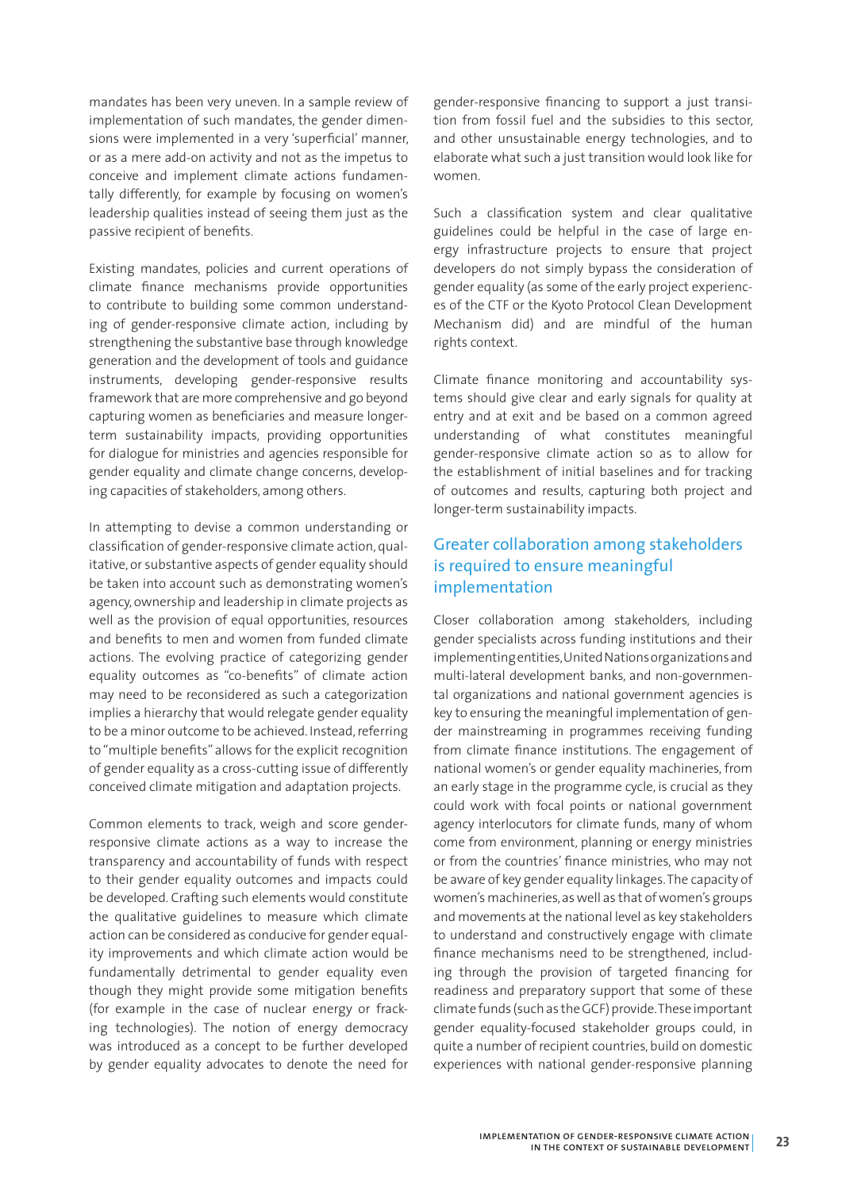mandates has been very uneven. In a sample review of implementation of such mandates, the gender dimensions were implemented in a very 'superficial' manner, or as a mere add-on activity and not as the impetus to conceive and implement climate actions fundamentally differently, for example by focusing on women's leadership qualities instead of seeing them just as the passive recipient of benefits.

Existing mandates, policies and current operations of climate finance mechanisms provide opportunities to contribute to building some common understanding of gender-responsive climate action, including by strengthening the substantive base through knowledge generation and the development of tools and guidance instruments, developing gender-responsive results framework that are more comprehensive and go beyond capturing women as beneficiaries and measure longer-term sustainability impacts, providing opportunities for dialogue for ministries and agencies responsible for gender equality and climate change concerns, developing capacities of stakeholders, among others.

In attempting to devise a common understanding or classification of gender-responsive climate action, qualitative, or substantive aspects of gender equality should be taken into account such as demonstrating women's agency, ownership and leadership in climate projects as well as the provision of equal opportunities, resources and benefits to men and women from funded climate actions. The evolving practice of categorizing gender equality outcomes as "co-benefits" of climate action may need to be reconsidered as such a categorization implies a hierarchy that would relegate gender equality to be a minor outcome to be achieved. Instead, referring to "multiple benefits" allows for the explicit recognition of gender equality as a cross-cutting issue of differently conceived climate mitigation and adaptation projects.

Common elements to track, weigh and score gender-responsive climate actions as a way to increase the transparency and accountability of funds with respect to their gender equality outcomes and impacts could be developed. Crafting such elements would constitute the qualitative guidelines to measure which climate action can be considered as conducive for gender equality improvements and which climate action would be fundamentally detrimental to gender equality even though they might provide some mitigation benefits (for example in the case of nuclear energy or fracking technologies). The notion of energy democracy was introduced as a concept to be further developed by gender equality advocates to denote the need for gender-responsive financing to support a just transition from fossil fuel and the subsidies to this sector, and other unsustainable energy technologies, and to elaborate what such a just transition would look like for women.

Such a classification system and clear qualitative guidelines could be helpful in the case of large energy infrastructure projects to ensure that project developers do not simply bypass the consideration of gender equality (as some of the early project experiences of the CTF or the Kyoto Protocol Clean Development Mechanism did) and are mindful of the human rights context.

Climate finance monitoring and accountability systems should give clear and early signals for quality at entry and at exit and be based on a common agreed understanding of what constitutes meaningful gender-responsive climate action so as to allow for the establishment of initial baselines and for tracking of outcomes and results, capturing both project and longer-term sustainability impacts.

## Greater collaboration among stakeholders is required to ensure meaningful implementation

Closer collaboration among stakeholders, including gender specialists across funding institutions and their implementing entities, United Nations organizations and multi-lateral development banks, and non-governmental organizations and national government agencies is key to ensuring the meaningful implementation of gender mainstreaming in programmes receiving funding from climate finance institutions. The engagement of national women's or gender equality machineries, from an early stage in the programme cycle, is crucial as they could work with focal points or national government agency interlocutors for climate funds, many of whom come from environment, planning or energy ministries or from the countries' finance ministries, who may not be aware of key gender equality linkages. The capacity of women's machineries, as well as that of women's groups and movements at the national level as key stakeholders to understand and constructively engage with climate finance mechanisms need to be strengthened, including through the provision of targeted financing for readiness and preparatory support that some of these climate funds (such as the GCF) provide. These important gender equality-focused stakeholder groups could, in quite a number of recipient countries, build on domestic experiences with national gender-responsive planning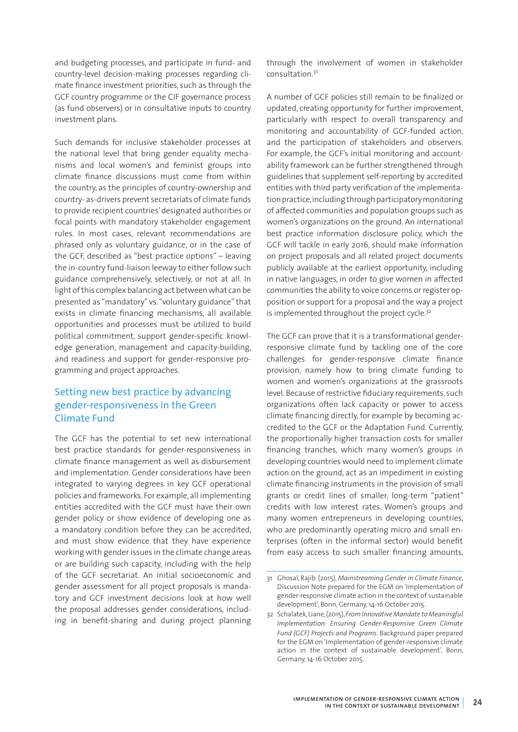and budgeting processes, and participate in fund- and country-level decision-making processes regarding climate finance investment priorities, such as through the GCF country programme or the CIF governance process (as fund observers) or in consultative inputs to country investment plans.

Such demands for inclusive stakeholder processes at the national level that bring gender equality mechanisms and local women's and feminist groups into climate finance discussions must come from within the country, as the principles of country-ownership and country- as-drivers prevent secretariats of climate funds to provide recipient countries' designated authorities or focal points with mandatory stakeholder engagement rules. In most cases, relevant recommendations are phrased only as voluntary guidance, or in the case of the GCF, described as "best practice options" – leaving the in-country fund-liaison leeway to either follow such guidance comprehensively, selectively, or not at all. In light of this complex balancing act between what can be presented as "mandatory" vs. "voluntary guidance" that exists in climate financing mechanisms, all available opportunities and processes must be utilized to build political commitment, support gender-specific knowledge generation, management and capacity-building, and readiness and support for gender-responsive programming and project approaches.

## Setting new best practice by advancing gender-responsiveness in the Green Climate Fund

The GCF has the potential to set new international best practice standards for gender-responsiveness in climate finance management as well as disbursement and implementation. Gender considerations have been integrated to varying degrees in key GCF operational policies and frameworks. For example, all implementing entities accredited with the GCF must have their own gender policy or show evidence of developing one as a mandatory condition before they can be accredited, and must show evidence that they have experience working with gender issues in the climate change areas or are building such capacity, including with the help of the GCF secretariat. An initial socioeconomic and gender assessment for all project proposals is mandatory and GCF investment decisions look at how well the proposal addresses gender considerations, including in benefit-sharing and during project planning through the involvement of women in stakeholder consultation.[31]

A number of GCF policies still remain to be finalized or updated, creating opportunity for further improvement, particularly with respect to overall transparency and monitoring and accountability of GCF-funded action, and the participation of stakeholders and observers. For example, the GCF's initial monitoring and accountability framework can be further strengthened through guidelines that supplement self-reporting by accredited entities with third party verification of the implementation practice, including through participatory monitoring of affected communities and population groups such as women's organizations on the ground. An international best practice information disclosure policy, which the GCF will tackle in early 2016, should make information on project proposals and all related project documents publicly available at the earliest opportunity, including in native languages, in order to give women in affected communities the ability to voice concerns or register opposition or support for a proposal and the way a project is implemented throughout the project cycle.[32]

The GCF can prove that it is a transformational gender-responsive climate fund by tackling one of the core challenges for gender-responsive climate finance provision, namely how to bring climate funding to women and women's organizations at the grassroots level. Because of restrictive fiduciary requirements, such organizations often lack capacity or power to access climate financing directly, for example by becoming accredited to the GCF or the Adaptation Fund. Currently, the proportionally higher transaction costs for smaller financing tranches, which many women's groups in developing countries would need to implement climate action on the ground, act as an impediment in existing climate financing instruments in the provision of small grants or credit lines of smaller, long-term "patient" credits with low interest rates. Women's groups and many women entrepreneurs in developing countries, who are predominantly operating micro and small enterprises (often in the informal sector) would benefit from easy access to such smaller financing amounts,

---

31 Ghosal, Rajib. (2015), *Mainstreaming Gender in Climate Finance*, Discussion Note prepared for the EGM on 'Implementation of gender-responsive climate action in the context of sustainable development', Bonn, Germany, 14-16 October 2015.

32 Schalatek, Liane, (2015), *From Innovative Mandate to Meaningful Implementation: Ensuring Gender-Responsive Green Climate Fund (GCF) Projects and Programs*. Background paper prepared for the EGM on 'Implementation of gender-responsive climate action in the context of sustainable development', Bonn, Germany, 14-16 October 2015.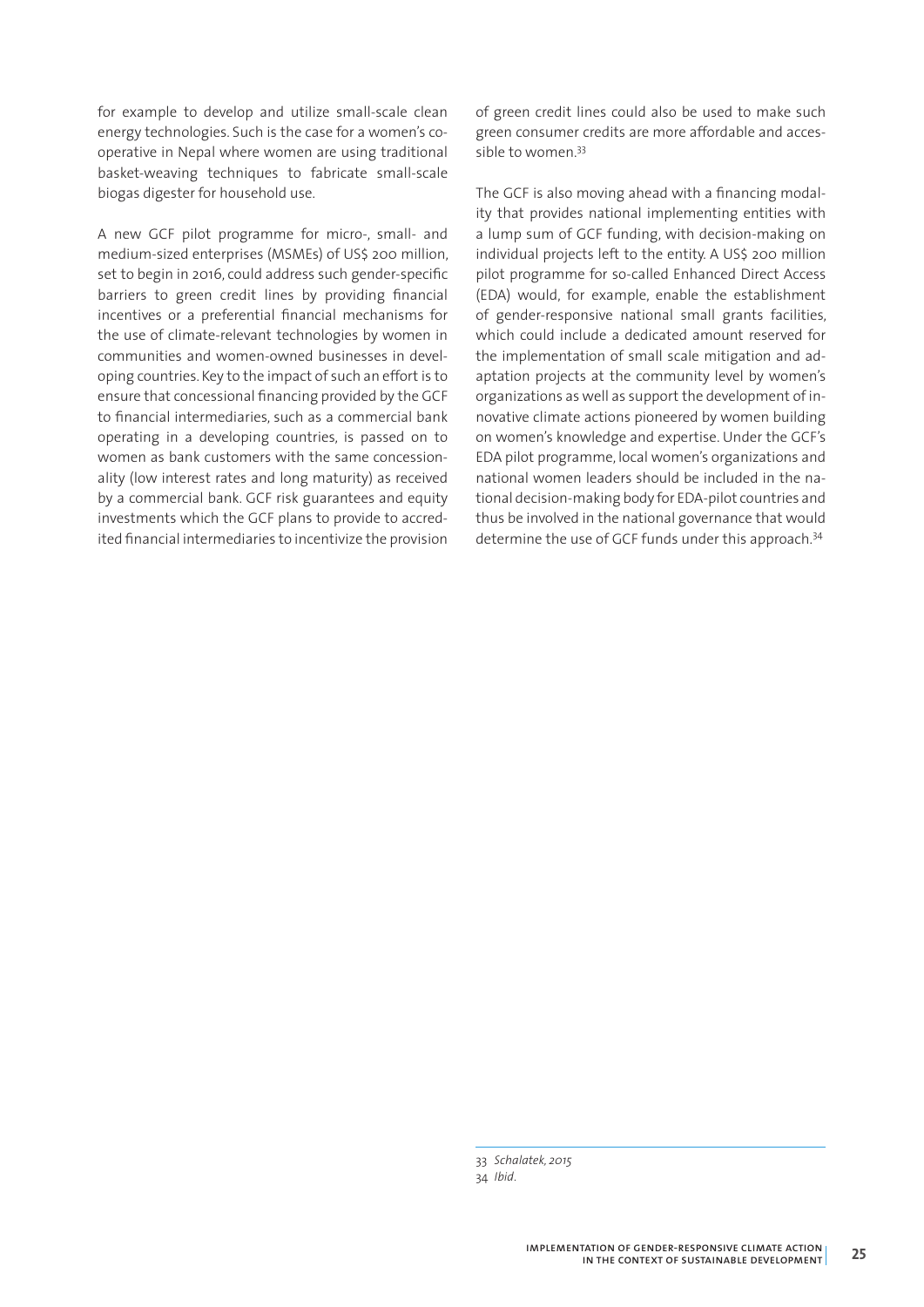for example to develop and utilize small-scale clean energy technologies. Such is the case for a women's cooperative in Nepal where women are using traditional basket-weaving techniques to fabricate small-scale biogas digester for household use.

A new GCF pilot programme for micro-, small- and medium-sized enterprises (MSMEs) of US$ 200 million, set to begin in 2016, could address such gender-specific barriers to green credit lines by providing financial incentives or a preferential financial mechanisms for the use of climate-relevant technologies by women in communities and women-owned businesses in developing countries. Key to the impact of such an effort is to ensure that concessional financing provided by the GCF to financial intermediaries, such as a commercial bank operating in a developing countries, is passed on to women as bank customers with the same concessionality (low interest rates and long maturity) as received by a commercial bank. GCF risk guarantees and equity investments which the GCF plans to provide to accredited financial intermediaries to incentivize the provision of green credit lines could also be used to make such green consumer credits are more affordable and accessible to women.[33]

The GCF is also moving ahead with a financing modality that provides national implementing entities with a lump sum of GCF funding, with decision-making on individual projects left to the entity. A US$ 200 million pilot programme for so-called Enhanced Direct Access (EDA) would, for example, enable the establishment of gender-responsive national small grants facilities, which could include a dedicated amount reserved for the implementation of small scale mitigation and adaptation projects at the community level by women's organizations as well as support the development of innovative climate actions pioneered by women building on women's knowledge and expertise. Under the GCF's EDA pilot programme, local women's organizations and national women leaders should be included in the national decision-making body for EDA-pilot countries and thus be involved in the national governance that would determine the use of GCF funds under this approach.[34]

---

33 *Schalatek, 2015*

34 *Ibid.*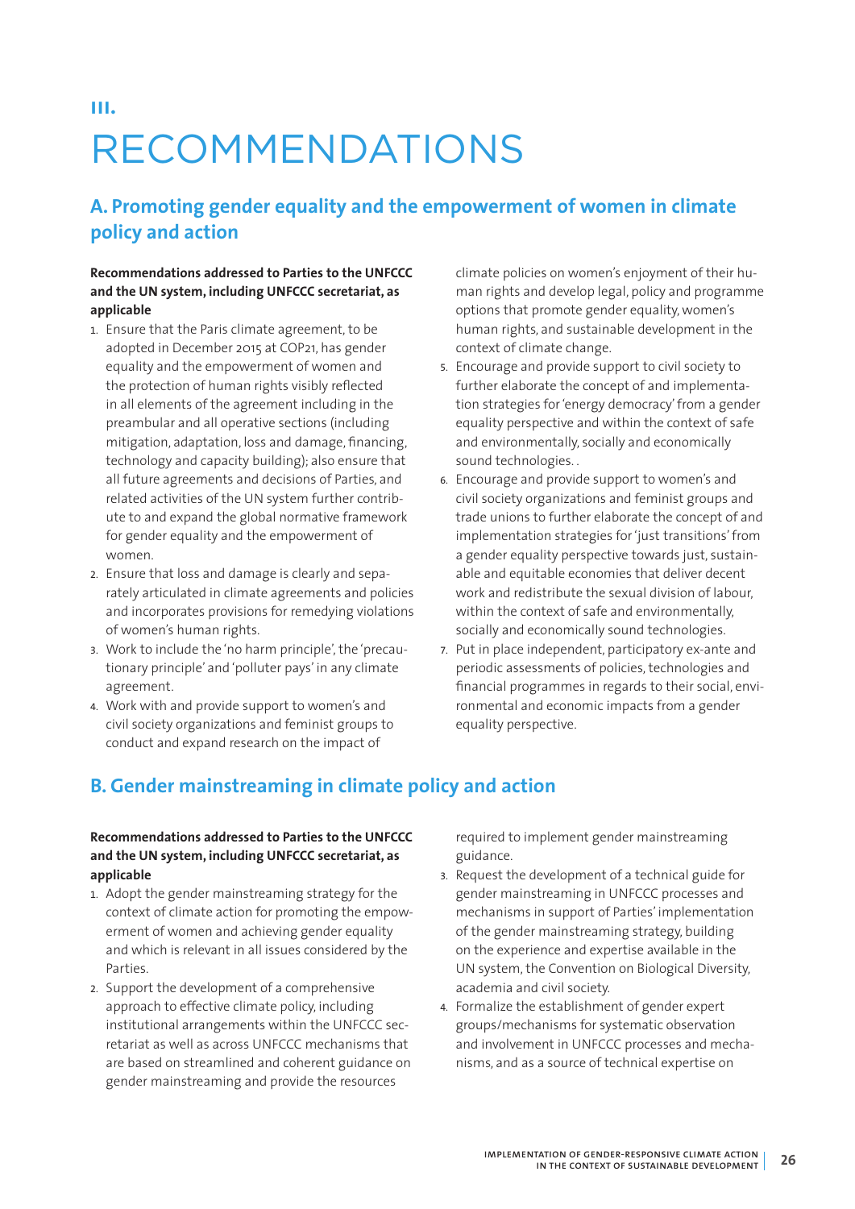# III. RECOMMENDATIONS

## A. Promoting gender equality and the empowerment of women in climate policy and action

**Recommendations addressed to Parties to the UNFCCC and the UN system, including UNFCCC secretariat, as applicable**

1. Ensure that the Paris climate agreement, to be adopted in December 2015 at COP21, has gender equality and the empowerment of women and the protection of human rights visibly reflected in all elements of the agreement including in the preambular and all operative sections (including mitigation, adaptation, loss and damage, financing, technology and capacity building); also ensure that all future agreements and decisions of Parties, and related activities of the UN system further contribute to and expand the global normative framework for gender equality and the empowerment of women.
2. Ensure that loss and damage is clearly and separately articulated in climate agreements and policies and incorporates provisions for remedying violations of women's human rights.
3. Work to include the 'no harm principle', the 'precautionary principle' and 'polluter pays' in any climate agreement.
4. Work with and provide support to women's and civil society organizations and feminist groups to conduct and expand research on the impact of climate policies on women's enjoyment of their human rights and develop legal, policy and programme options that promote gender equality, women's human rights, and sustainable development in the context of climate change.
5. Encourage and provide support to civil society to further elaborate the concept of and implementation strategies for 'energy democracy' from a gender equality perspective and within the context of safe and environmentally, socially and economically sound technologies. .
6. Encourage and provide support to women's and civil society organizations and feminist groups and trade unions to further elaborate the concept of and implementation strategies for 'just transitions' from a gender equality perspective towards just, sustainable and equitable economies that deliver decent work and redistribute the sexual division of labour, within the context of safe and environmentally, socially and economically sound technologies.
7. Put in place independent, participatory ex-ante and periodic assessments of policies, technologies and financial programmes in regards to their social, environmental and economic impacts from a gender equality perspective.

## B. Gender mainstreaming in climate policy and action

**Recommendations addressed to Parties to the UNFCCC and the UN system, including UNFCCC secretariat, as applicable**

1. Adopt the gender mainstreaming strategy for the context of climate action for promoting the empowerment of women and achieving gender equality and which is relevant in all issues considered by the Parties.
2. Support the development of a comprehensive approach to effective climate policy, including institutional arrangements within the UNFCCC secretariat as well as across UNFCCC mechanisms that are based on streamlined and coherent guidance on gender mainstreaming and provide the resources required to implement gender mainstreaming guidance.
3. Request the development of a technical guide for gender mainstreaming in UNFCCC processes and mechanisms in support of Parties' implementation of the gender mainstreaming strategy, building on the experience and expertise available in the UN system, the Convention on Biological Diversity, academia and civil society.
4. Formalize the establishment of gender expert groups/mechanisms for systematic observation and involvement in UNFCCC processes and mechanisms, and as a source of technical expertise on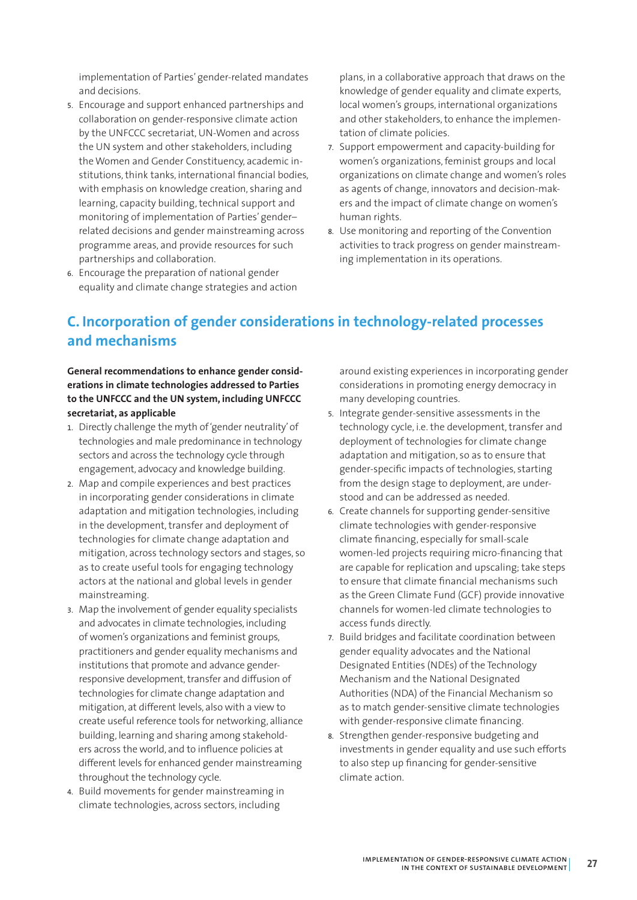implementation of Parties' gender-related mandates and decisions.

5. Encourage and support enhanced partnerships and collaboration on gender-responsive climate action by the UNFCCC secretariat, UN-Women and across the UN system and other stakeholders, including the Women and Gender Constituency, academic institutions, think tanks, international financial bodies, with emphasis on knowledge creation, sharing and learning, capacity building, technical support and monitoring of implementation of Parties' gender–related decisions and gender mainstreaming across programme areas, and provide resources for such partnerships and collaboration.
6. Encourage the preparation of national gender equality and climate change strategies and action plans, in a collaborative approach that draws on the knowledge of gender equality and climate experts, local women's groups, international organizations and other stakeholders, to enhance the implementation of climate policies.
7. Support empowerment and capacity-building for women's organizations, feminist groups and local organizations on climate change and women's roles as agents of change, innovators and decision-makers and the impact of climate change on women's human rights.
8. Use monitoring and reporting of the Convention activities to track progress on gender mainstreaming implementation in its operations.

## C. Incorporation of gender considerations in technology-related processes and mechanisms

**General recommendations to enhance gender considerations in climate technologies addressed to Parties to the UNFCCC and the UN system, including UNFCCC secretariat, as applicable**

1. Directly challenge the myth of 'gender neutrality' of technologies and male predominance in technology sectors and across the technology cycle through engagement, advocacy and knowledge building.
2. Map and compile experiences and best practices in incorporating gender considerations in climate adaptation and mitigation technologies, including in the development, transfer and deployment of technologies for climate change adaptation and mitigation, across technology sectors and stages, so as to create useful tools for engaging technology actors at the national and global levels in gender mainstreaming.
3. Map the involvement of gender equality specialists and advocates in climate technologies, including of women's organizations and feminist groups, practitioners and gender equality mechanisms and institutions that promote and advance gender-responsive development, transfer and diffusion of technologies for climate change adaptation and mitigation, at different levels, also with a view to create useful reference tools for networking, alliance building, learning and sharing among stakeholders across the world, and to influence policies at different levels for enhanced gender mainstreaming throughout the technology cycle.
4. Build movements for gender mainstreaming in climate technologies, across sectors, including around existing experiences in incorporating gender considerations in promoting energy democracy in many developing countries.
5. Integrate gender-sensitive assessments in the technology cycle, i.e. the development, transfer and deployment of technologies for climate change adaptation and mitigation, so as to ensure that gender-specific impacts of technologies, starting from the design stage to deployment, are understood and can be addressed as needed.
6. Create channels for supporting gender-sensitive climate technologies with gender-responsive climate financing, especially for small-scale women-led projects requiring micro-financing that are capable for replication and upscaling; take steps to ensure that climate financial mechanisms such as the Green Climate Fund (GCF) provide innovative channels for women-led climate technologies to access funds directly.
7. Build bridges and facilitate coordination between gender equality advocates and the National Designated Entities (NDEs) of the Technology Mechanism and the National Designated Authorities (NDA) of the Financial Mechanism so as to match gender-sensitive climate technologies with gender-responsive climate financing.
8. Strengthen gender-responsive budgeting and investments in gender equality and use such efforts to also step up financing for gender-sensitive climate action.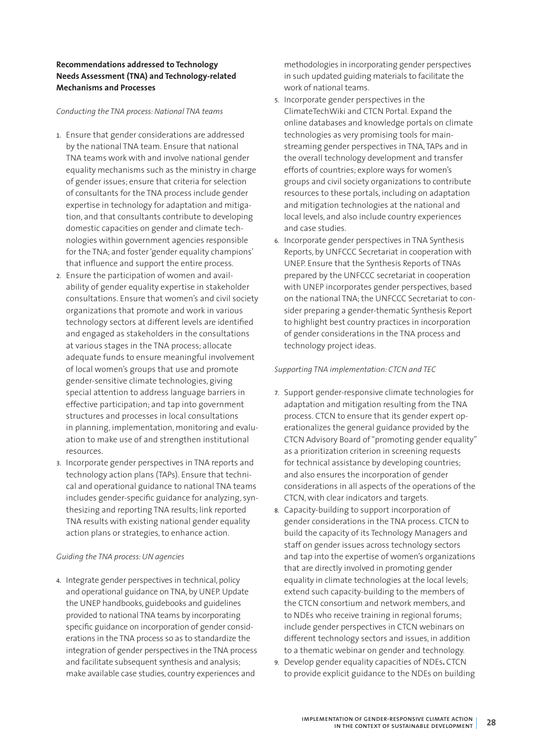**Recommendations addressed to Technology Needs Assessment (TNA) and Technology-related Mechanisms and Processes**

*Conducting the TNA process: National TNA teams*

1. Ensure that gender considerations are addressed by the national TNA team. Ensure that national TNA teams work with and involve national gender equality mechanisms such as the ministry in charge of gender issues; ensure that criteria for selection of consultants for the TNA process include gender expertise in technology for adaptation and mitigation, and that consultants contribute to developing domestic capacities on gender and climate technologies within government agencies responsible for the TNA; and foster 'gender equality champions' that influence and support the entire process.
2. Ensure the participation of women and availability of gender equality expertise in stakeholder consultations. Ensure that women's and civil society organizations that promote and work in various technology sectors at different levels are identified and engaged as stakeholders in the consultations at various stages in the TNA process; allocate adequate funds to ensure meaningful involvement of local women's groups that use and promote gender-sensitive climate technologies, giving special attention to address language barriers in effective participation; and tap into government structures and processes in local consultations in planning, implementation, monitoring and evaluation to make use of and strengthen institutional resources.
3. Incorporate gender perspectives in TNA reports and technology action plans (TAPs). Ensure that technical and operational guidance to national TNA teams includes gender-specific guidance for analyzing, synthesizing and reporting TNA results; link reported TNA results with existing national gender equality action plans or strategies, to enhance action.

*Guiding the TNA process: UN agencies*

4. Integrate gender perspectives in technical, policy and operational guidance on TNA, by UNEP. Update the UNEP handbooks, guidebooks and guidelines provided to national TNA teams by incorporating specific guidance on incorporation of gender considerations in the TNA process so as to standardize the integration of gender perspectives in the TNA process and facilitate subsequent synthesis and analysis; make available case studies, country experiences and methodologies in incorporating gender perspectives in such updated guiding materials to facilitate the work of national teams.
5. Incorporate gender perspectives in the ClimateTechWiki and CTCN Portal. Expand the online databases and knowledge portals on climate technologies as very promising tools for mainstreaming gender perspectives in TNA, TAPs and in the overall technology development and transfer efforts of countries; explore ways for women's groups and civil society organizations to contribute resources to these portals, including on adaptation and mitigation technologies at the national and local levels, and also include country experiences and case studies.
6. Incorporate gender perspectives in TNA Synthesis Reports, by UNFCCC Secretariat in cooperation with UNEP. Ensure that the Synthesis Reports of TNAs prepared by the UNFCCC secretariat in cooperation with UNEP incorporates gender perspectives, based on the national TNA; the UNFCCC Secretariat to consider preparing a gender-thematic Synthesis Report to highlight best country practices in incorporation of gender considerations in the TNA process and technology project ideas.

*Supporting TNA implementation: CTCN and TEC*

7. Support gender-responsive climate technologies for adaptation and mitigation resulting from the TNA process. CTCN to ensure that its gender expert operationalizes the general guidance provided by the CTCN Advisory Board of "promoting gender equality" as a prioritization criterion in screening requests for technical assistance by developing countries; and also ensures the incorporation of gender considerations in all aspects of the operations of the CTCN, with clear indicators and targets.
8. Capacity-building to support incorporation of gender considerations in the TNA process. CTCN to build the capacity of its Technology Managers and staff on gender issues across technology sectors and tap into the expertise of women's organizations that are directly involved in promoting gender equality in climate technologies at the local levels; extend such capacity-building to the members of the CTCN consortium and network members, and to NDEs who receive training in regional forums; include gender perspectives in CTCN webinars on different technology sectors and issues, in addition to a thematic webinar on gender and technology.
9. Develop gender equality capacities of NDEs**.** CTCN to provide explicit guidance to the NDEs on building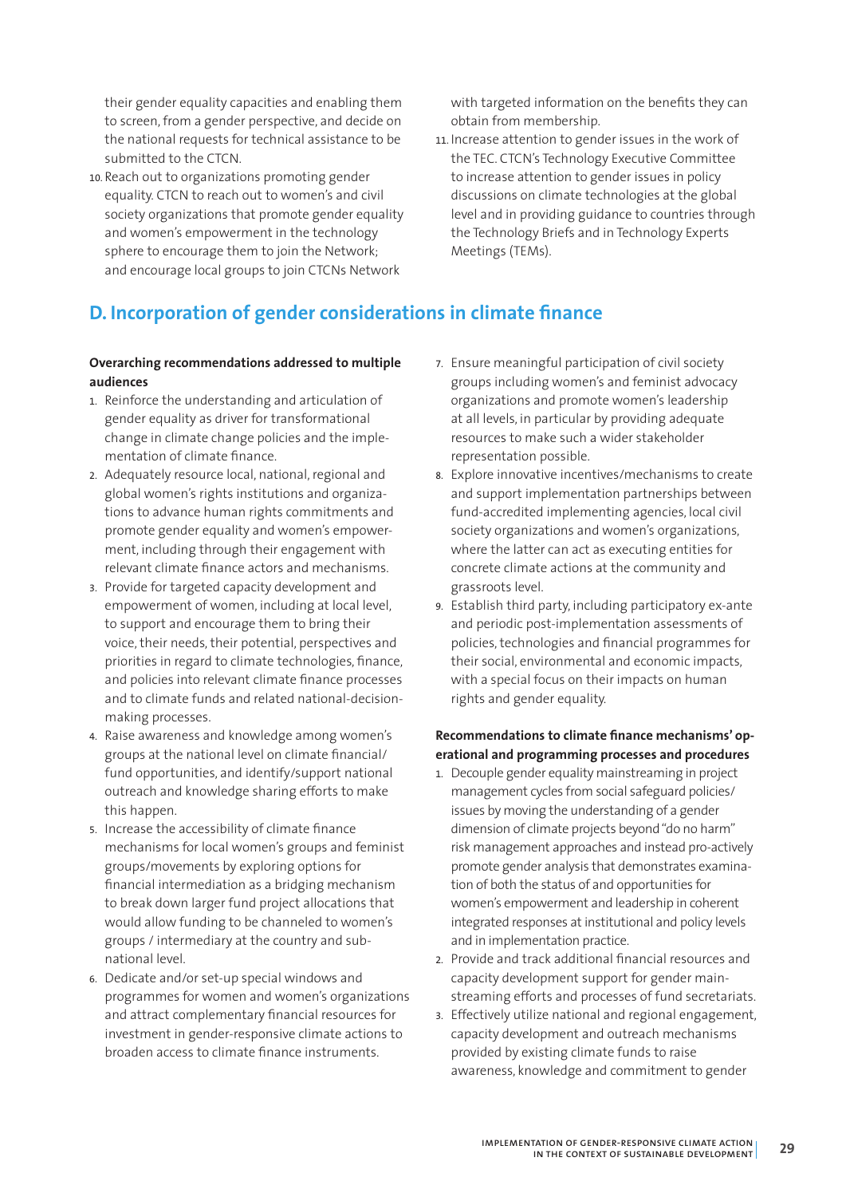their gender equality capacities and enabling them to screen, from a gender perspective, and decide on the national requests for technical assistance to be submitted to the CTCN.

10. Reach out to organizations promoting gender equality. CTCN to reach out to women's and civil society organizations that promote gender equality and women's empowerment in the technology sphere to encourage them to join the Network; and encourage local groups to join CTCNs Network with targeted information on the benefits they can obtain from membership.
11. Increase attention to gender issues in the work of the TEC. CTCN's Technology Executive Committee to increase attention to gender issues in policy discussions on climate technologies at the global level and in providing guidance to countries through the Technology Briefs and in Technology Experts Meetings (TEMs).

## D. Incorporation of gender considerations in climate finance

**Overarching recommendations addressed to multiple audiences**

1. Reinforce the understanding and articulation of gender equality as driver for transformational change in climate change policies and the implementation of climate finance.
2. Adequately resource local, national, regional and global women's rights institutions and organizations to advance human rights commitments and promote gender equality and women's empowerment, including through their engagement with relevant climate finance actors and mechanisms.
3. Provide for targeted capacity development and empowerment of women, including at local level, to support and encourage them to bring their voice, their needs, their potential, perspectives and priorities in regard to climate technologies, finance, and policies into relevant climate finance processes and to climate funds and related national-decision-making processes.
4. Raise awareness and knowledge among women's groups at the national level on climate financial/ fund opportunities, and identify/support national outreach and knowledge sharing efforts to make this happen.
5. Increase the accessibility of climate finance mechanisms for local women's groups and feminist groups/movements by exploring options for financial intermediation as a bridging mechanism to break down larger fund project allocations that would allow funding to be channeled to women's groups / intermediary at the country and sub-national level.
6. Dedicate and/or set-up special windows and programmes for women and women's organizations and attract complementary financial resources for investment in gender-responsive climate actions to broaden access to climate finance instruments.
7. Ensure meaningful participation of civil society groups including women's and feminist advocacy organizations and promote women's leadership at all levels, in particular by providing adequate resources to make such a wider stakeholder representation possible.
8. Explore innovative incentives/mechanisms to create and support implementation partnerships between fund-accredited implementing agencies, local civil society organizations and women's organizations, where the latter can act as executing entities for concrete climate actions at the community and grassroots level.
9. Establish third party, including participatory ex-ante and periodic post-implementation assessments of policies, technologies and financial programmes for their social, environmental and economic impacts, with a special focus on their impacts on human rights and gender equality.

**Recommendations to climate finance mechanisms' operational and programming processes and procedures**

1. Decouple gender equality mainstreaming in project management cycles from social safeguard policies/ issues by moving the understanding of a gender dimension of climate projects beyond "do no harm" risk management approaches and instead pro-actively promote gender analysis that demonstrates examination of both the status of and opportunities for women's empowerment and leadership in coherent integrated responses at institutional and policy levels and in implementation practice.
2. Provide and track additional financial resources and capacity development support for gender mainstreaming efforts and processes of fund secretariats.
3. Effectively utilize national and regional engagement, capacity development and outreach mechanisms provided by existing climate funds to raise awareness, knowledge and commitment to gender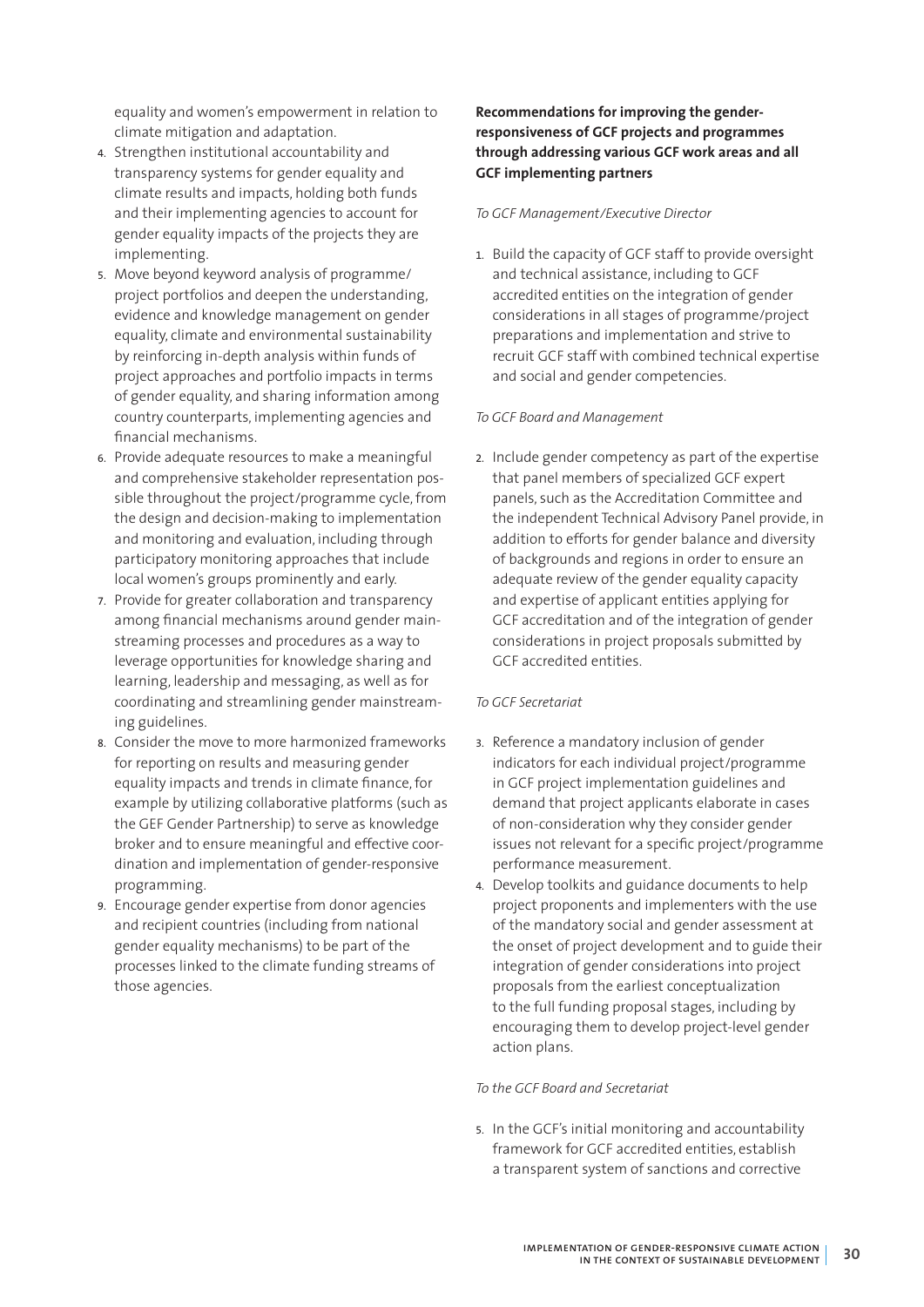equality and women's empowerment in relation to climate mitigation and adaptation.

4. Strengthen institutional accountability and transparency systems for gender equality and climate results and impacts, holding both funds and their implementing agencies to account for gender equality impacts of the projects they are implementing.
5. Move beyond keyword analysis of programme/project portfolios and deepen the understanding, evidence and knowledge management on gender equality, climate and environmental sustainability by reinforcing in-depth analysis within funds of project approaches and portfolio impacts in terms of gender equality, and sharing information among country counterparts, implementing agencies and financial mechanisms.
6. Provide adequate resources to make a meaningful and comprehensive stakeholder representation possible throughout the project/programme cycle, from the design and decision-making to implementation and monitoring and evaluation, including through participatory monitoring approaches that include local women's groups prominently and early.
7. Provide for greater collaboration and transparency among financial mechanisms around gender mainstreaming processes and procedures as a way to leverage opportunities for knowledge sharing and learning, leadership and messaging, as well as for coordinating and streamlining gender mainstreaming guidelines.
8. Consider the move to more harmonized frameworks for reporting on results and measuring gender equality impacts and trends in climate finance, for example by utilizing collaborative platforms (such as the GEF Gender Partnership) to serve as knowledge broker and to ensure meaningful and effective coordination and implementation of gender-responsive programming.
9. Encourage gender expertise from donor agencies and recipient countries (including from national gender equality mechanisms) to be part of the processes linked to the climate funding streams of those agencies.

**Recommendations for improving the gender-responsiveness of GCF projects and programmes through addressing various GCF work areas and all GCF implementing partners**

*To GCF Management/Executive Director*

1. Build the capacity of GCF staff to provide oversight and technical assistance, including to GCF accredited entities on the integration of gender considerations in all stages of programme/project preparations and implementation and strive to recruit GCF staff with combined technical expertise and social and gender competencies.

*To GCF Board and Management*

2. Include gender competency as part of the expertise that panel members of specialized GCF expert panels, such as the Accreditation Committee and the independent Technical Advisory Panel provide, in addition to efforts for gender balance and diversity of backgrounds and regions in order to ensure an adequate review of the gender equality capacity and expertise of applicant entities applying for GCF accreditation and of the integration of gender considerations in project proposals submitted by GCF accredited entities.

*To GCF Secretariat*

3. Reference a mandatory inclusion of gender indicators for each individual project/programme in GCF project implementation guidelines and demand that project applicants elaborate in cases of non-consideration why they consider gender issues not relevant for a specific project/programme performance measurement.
4. Develop toolkits and guidance documents to help project proponents and implementers with the use of the mandatory social and gender assessment at the onset of project development and to guide their integration of gender considerations into project proposals from the earliest conceptualization to the full funding proposal stages, including by encouraging them to develop project-level gender action plans.

*To the GCF Board and Secretariat*

5. In the GCF's initial monitoring and accountability framework for GCF accredited entities, establish a transparent system of sanctions and corrective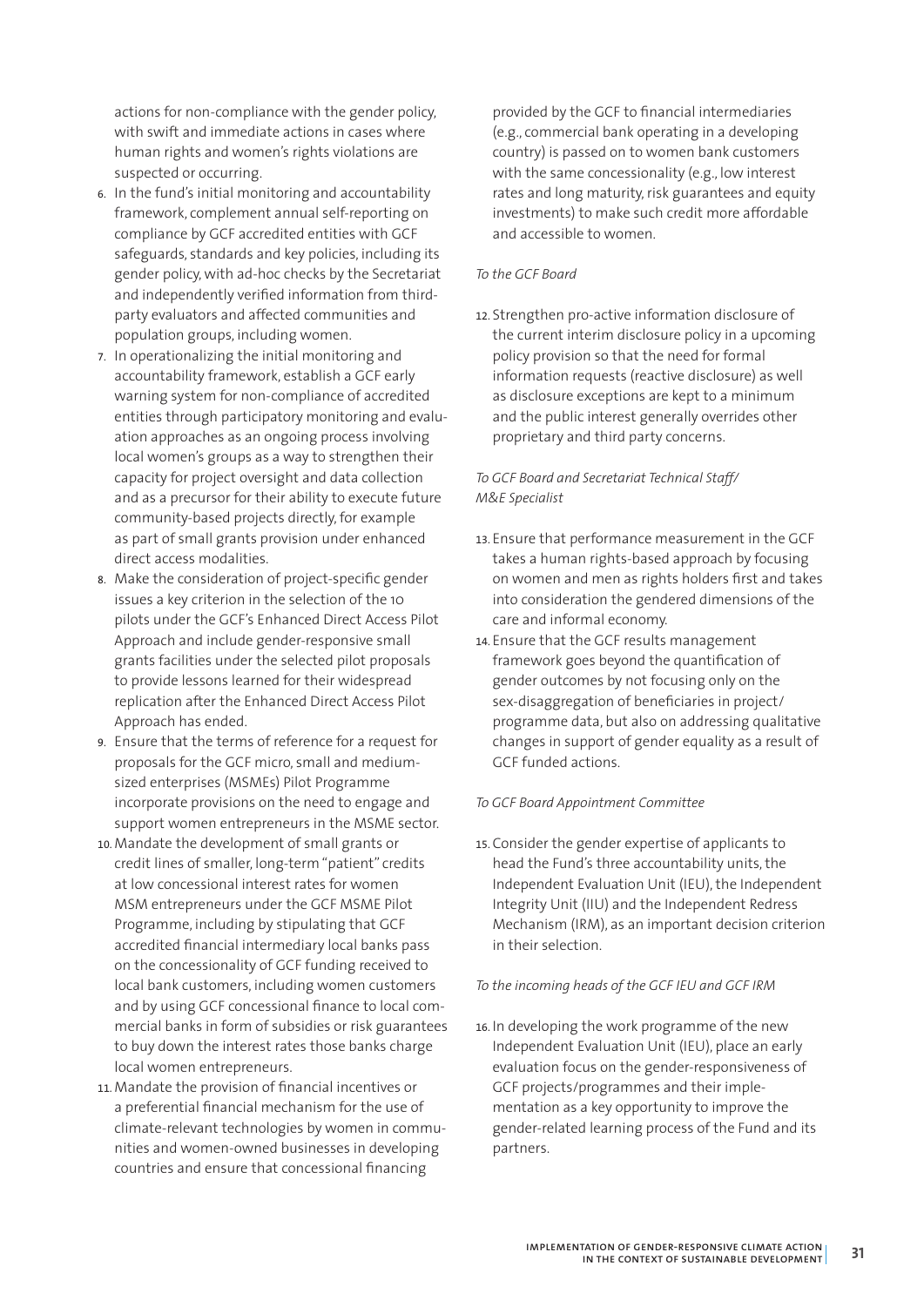actions for non-compliance with the gender policy, with swift and immediate actions in cases where human rights and women's rights violations are suspected or occurring.

6. In the fund's initial monitoring and accountability framework, complement annual self-reporting on compliance by GCF accredited entities with GCF safeguards, standards and key policies, including its gender policy, with ad-hoc checks by the Secretariat and independently verified information from third-party evaluators and affected communities and population groups, including women.
7. In operationalizing the initial monitoring and accountability framework, establish a GCF early warning system for non-compliance of accredited entities through participatory monitoring and evaluation approaches as an ongoing process involving local women's groups as a way to strengthen their capacity for project oversight and data collection and as a precursor for their ability to execute future community-based projects directly, for example as part of small grants provision under enhanced direct access modalities.
8. Make the consideration of project-specific gender issues a key criterion in the selection of the 10 pilots under the GCF's Enhanced Direct Access Pilot Approach and include gender-responsive small grants facilities under the selected pilot proposals to provide lessons learned for their widespread replication after the Enhanced Direct Access Pilot Approach has ended.
9. Ensure that the terms of reference for a request for proposals for the GCF micro, small and medium-sized enterprises (MSMEs) Pilot Programme incorporate provisions on the need to engage and support women entrepreneurs in the MSME sector.
10. Mandate the development of small grants or credit lines of smaller, long-term "patient" credits at low concessional interest rates for women MSM entrepreneurs under the GCF MSME Pilot Programme, including by stipulating that GCF accredited financial intermediary local banks pass on the concessionality of GCF funding received to local bank customers, including women customers and by using GCF concessional finance to local commercial banks in form of subsidies or risk guarantees to buy down the interest rates those banks charge local women entrepreneurs.
11. Mandate the provision of financial incentives or a preferential financial mechanism for the use of climate-relevant technologies by women in communities and women-owned businesses in developing countries and ensure that concessional financing provided by the GCF to financial intermediaries (e.g., commercial bank operating in a developing country) is passed on to women bank customers with the same concessionality (e.g., low interest rates and long maturity, risk guarantees and equity investments) to make such credit more affordable and accessible to women.

*To the GCF Board*

12. Strengthen pro-active information disclosure of the current interim disclosure policy in a upcoming policy provision so that the need for formal information requests (reactive disclosure) as well as disclosure exceptions are kept to a minimum and the public interest generally overrides other proprietary and third party concerns.

*To GCF Board and Secretariat Technical Staff/ M&E Specialist*

13. Ensure that performance measurement in the GCF takes a human rights-based approach by focusing on women and men as rights holders first and takes into consideration the gendered dimensions of the care and informal economy.
14. Ensure that the GCF results management framework goes beyond the quantification of gender outcomes by not focusing only on the sex-disaggregation of beneficiaries in project/programme data, but also on addressing qualitative changes in support of gender equality as a result of GCF funded actions.

*To GCF Board Appointment Committee*

15. Consider the gender expertise of applicants to head the Fund's three accountability units, the Independent Evaluation Unit (IEU), the Independent Integrity Unit (IIU) and the Independent Redress Mechanism (IRM), as an important decision criterion in their selection.

*To the incoming heads of the GCF IEU and GCF IRM*

16. In developing the work programme of the new Independent Evaluation Unit (IEU), place an early evaluation focus on the gender-responsiveness of GCF projects/programmes and their implementation as a key opportunity to improve the gender-related learning process of the Fund and its partners.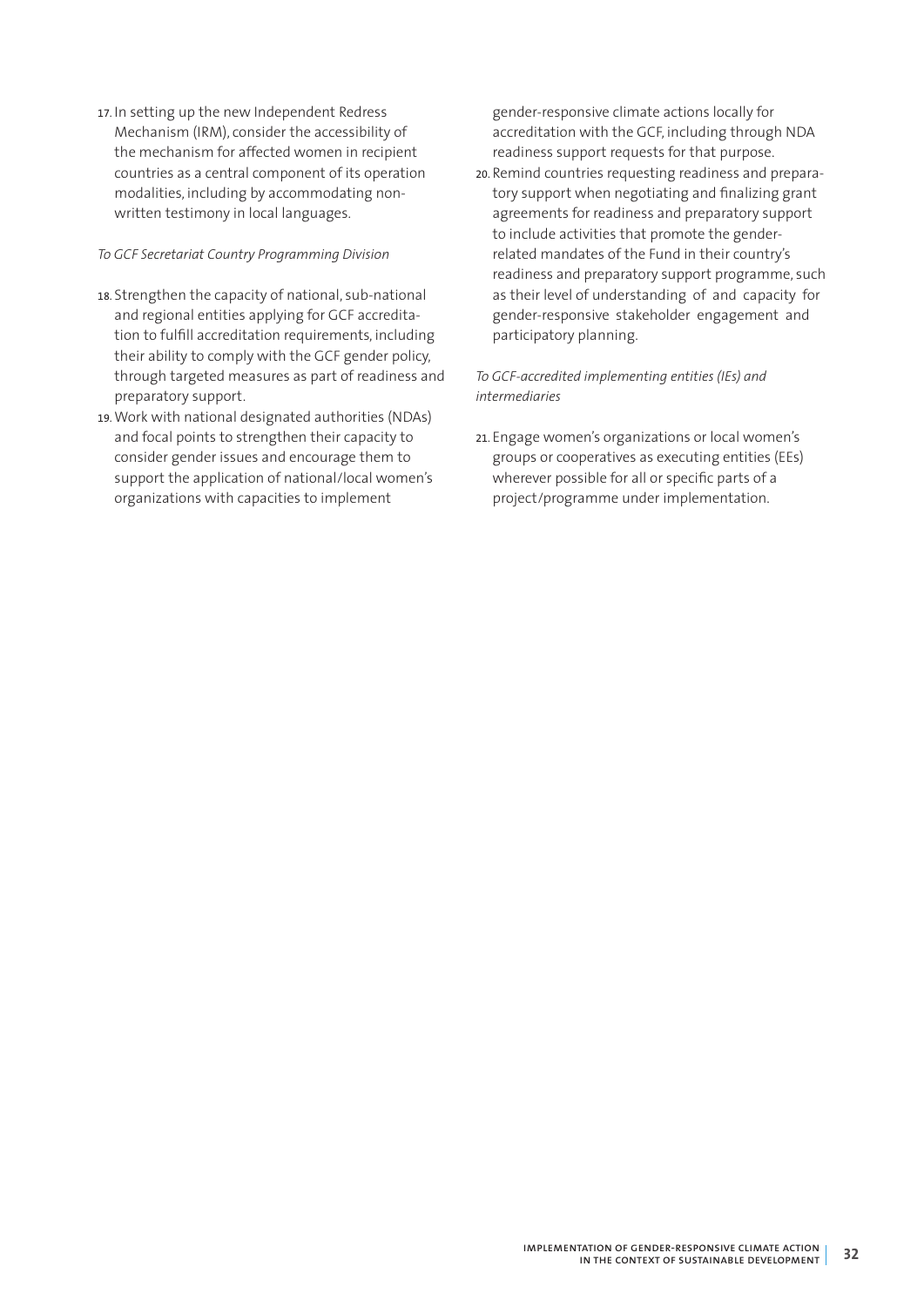17. In setting up the new Independent Redress Mechanism (IRM), consider the accessibility of the mechanism for affected women in recipient countries as a central component of its operation modalities, including by accommodating non-written testimony in local languages.

*To GCF Secretariat Country Programming Division*

18. Strengthen the capacity of national, sub-national and regional entities applying for GCF accreditation to fulfill accreditation requirements, including their ability to comply with the GCF gender policy, through targeted measures as part of readiness and preparatory support.
19. Work with national designated authorities (NDAs) and focal points to strengthen their capacity to consider gender issues and encourage them to support the application of national/local women's organizations with capacities to implement gender-responsive climate actions locally for accreditation with the GCF, including through NDA readiness support requests for that purpose.
20. Remind countries requesting readiness and preparatory support when negotiating and finalizing grant agreements for readiness and preparatory support to include activities that promote the gender-related mandates of the Fund in their country's readiness and preparatory support programme, such as their level of understanding of and capacity for gender-responsive stakeholder engagement and participatory planning.

*To GCF-accredited implementing entities (IEs) and intermediaries*

21. Engage women's organizations or local women's groups or cooperatives as executing entities (EEs) wherever possible for all or specific parts of a project/programme under implementation.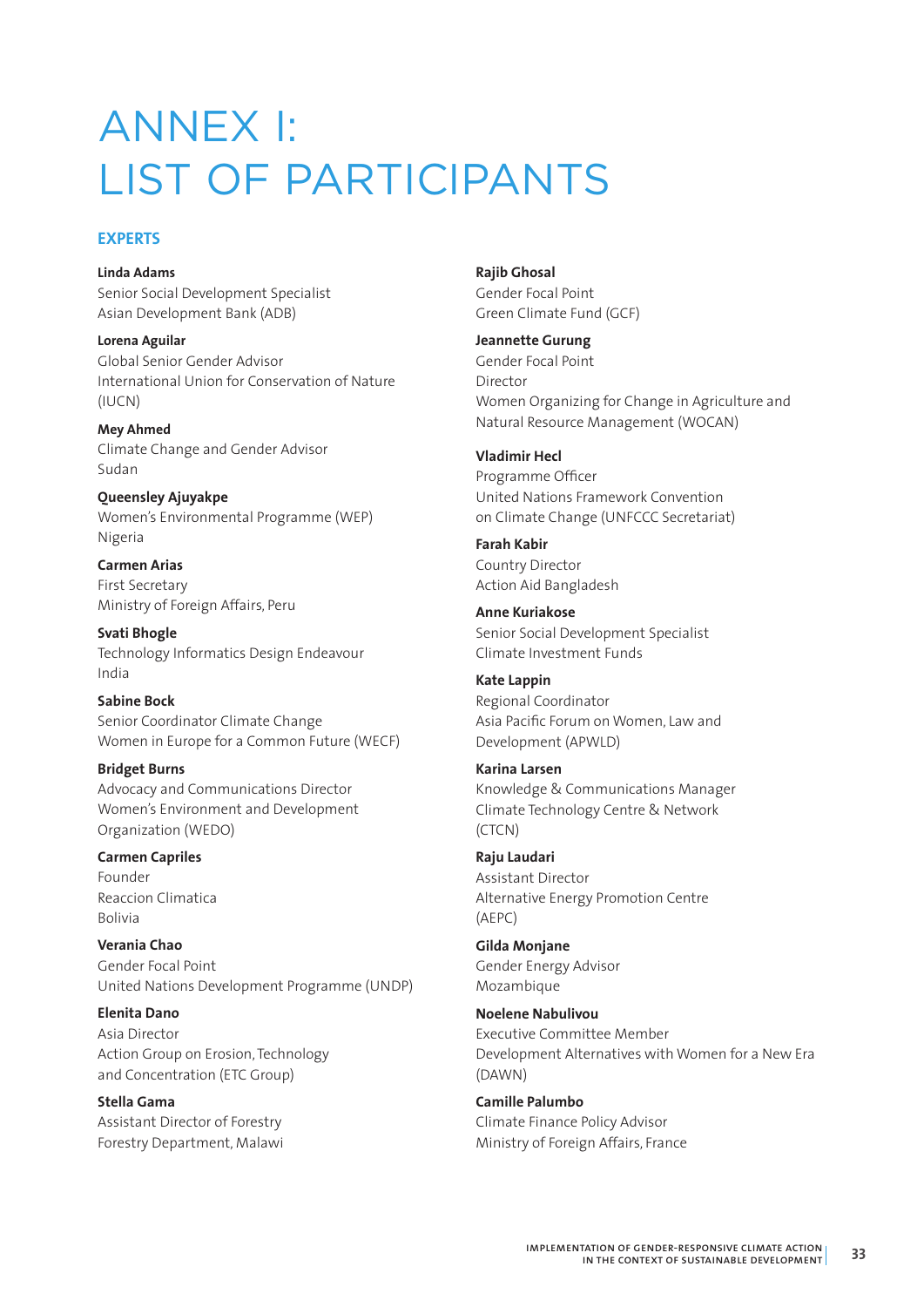# ANNEX I: LIST OF PARTICIPANTS

## EXPERTS

**Linda Adams**
Senior Social Development Specialist
Asian Development Bank (ADB)

**Lorena Aguilar**
Global Senior Gender Advisor
International Union for Conservation of Nature (IUCN)

**Mey Ahmed**
Climate Change and Gender Advisor
Sudan

**Queensley Ajuyakpe**
Women's Environmental Programme (WEP)
Nigeria

**Carmen Arias**
First Secretary
Ministry of Foreign Affairs, Peru

**Svati Bhogle**
Technology Informatics Design Endeavour
India

**Sabine Bock**
Senior Coordinator Climate Change
Women in Europe for a Common Future (WECF)

**Bridget Burns**
Advocacy and Communications Director
Women's Environment and Development Organization (WEDO)

**Carmen Capriles**
Founder
Reaccion Climatica
Bolivia

**Verania Chao**
Gender Focal Point
United Nations Development Programme (UNDP)

**Elenita Dano**
Asia Director
Action Group on Erosion, Technology and Concentration (ETC Group)

**Stella Gama**
Assistant Director of Forestry
Forestry Department, Malawi

**Rajib Ghosal**
Gender Focal Point
Green Climate Fund (GCF)

**Jeannette Gurung**
Gender Focal Point
Director
Women Organizing for Change in Agriculture and Natural Resource Management (WOCAN)

**Vladimir Hecl**
Programme Officer
United Nations Framework Convention on Climate Change (UNFCCC Secretariat)

**Farah Kabir**
Country Director
Action Aid Bangladesh

**Anne Kuriakose**
Senior Social Development Specialist
Climate Investment Funds

**Kate Lappin**
Regional Coordinator
Asia Pacific Forum on Women, Law and Development (APWLD)

**Karina Larsen**
Knowledge & Communications Manager
Climate Technology Centre & Network (CTCN)

**Raju Laudari**
Assistant Director
Alternative Energy Promotion Centre (AEPC)

**Gilda Monjane**
Gender Energy Advisor
Mozambique

**Noelene Nabulivou**
Executive Committee Member
Development Alternatives with Women for a New Era (DAWN)

**Camille Palumbo**
Climate Finance Policy Advisor
Ministry of Foreign Affairs, France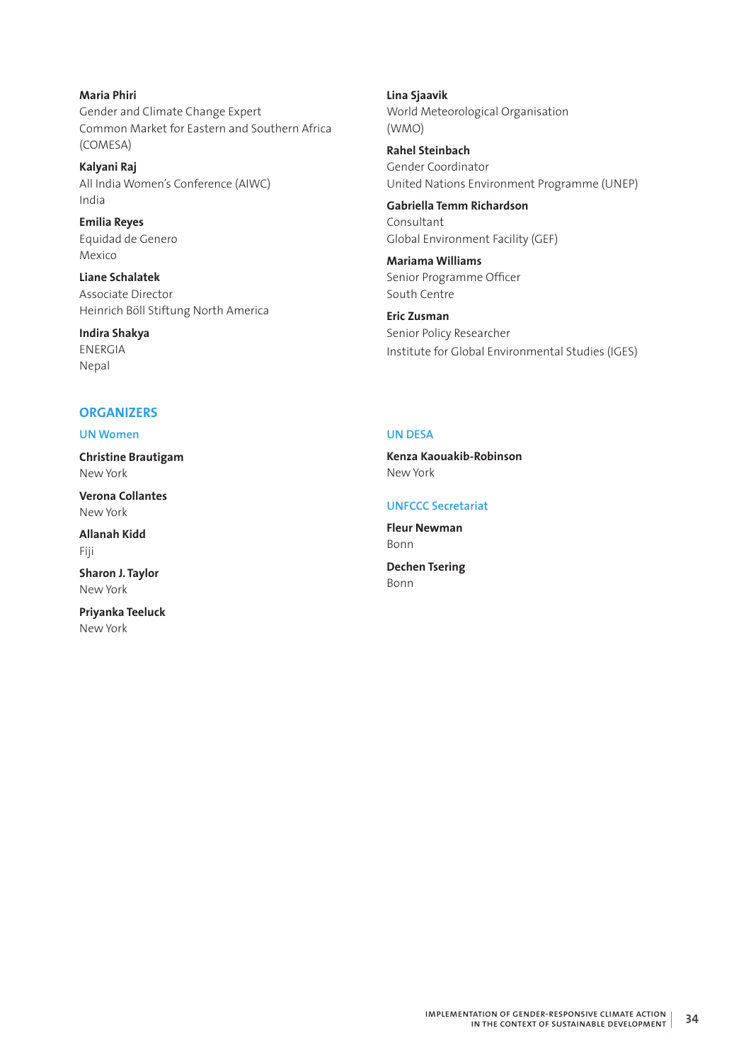**Maria Phiri**
Gender and Climate Change Expert
Common Market for Eastern and Southern Africa (COMESA)

**Kalyani Raj**
All India Women's Conference (AIWC)
India

**Emilia Reyes**
Equidad de Genero
Mexico

**Liane Schalatek**
Associate Director
Heinrich Böll Stiftung North America

**Indira Shakya**
ENERGIA
Nepal

**Lina Sjaavik**
World Meteorological Organisation (WMO)

**Rahel Steinbach**
Gender Coordinator
United Nations Environment Programme (UNEP)

**Gabriella Temm Richardson**
Consultant
Global Environment Facility (GEF)

**Mariama Williams**
Senior Programme Officer
South Centre

**Eric Zusman**
Senior Policy Researcher
Institute for Global Environmental Studies (IGES)

## ORGANIZERS

### UN Women

**Christine Brautigam**
New York

**Verona Collantes**
New York

**Allanah Kidd**
Fiji

**Sharon J. Taylor**
New York

**Priyanka Teeluck**
New York

### UN DESA

**Kenza Kaouakib-Robinson**
New York

### UNFCCC Secretariat

**Fleur Newman**
Bonn

**Dechen Tsering**
Bonn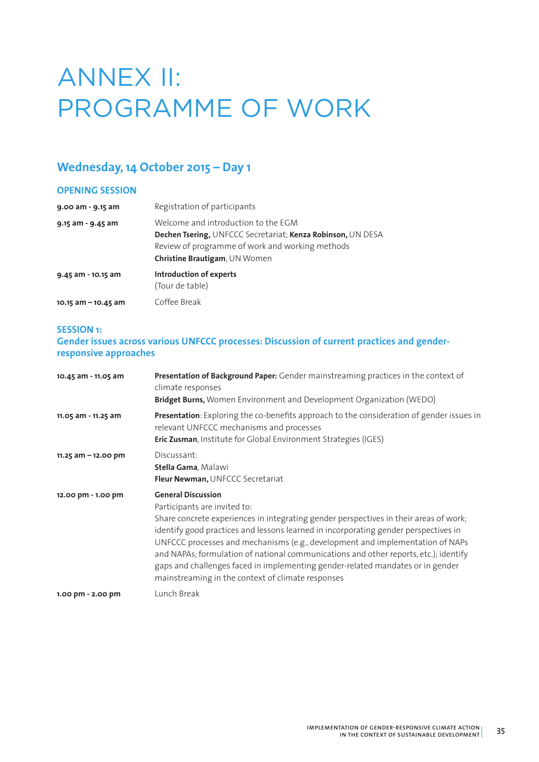# ANNEX II: PROGRAMME OF WORK

## Wednesday, 14 October 2015 – Day 1

### OPENING SESSION

| | |
|---|---|
| **9.00 am - 9.15 am** | Registration of participants |
| **9.15 am - 9.45 am** | Welcome and introduction to the EGM<br>**Dechen Tsering,** UNFCCC Secretariat; **Kenza Robinson,** UN DESA<br>Review of programme of work and working methods<br>**Christine Brautigam**, UN Women |
| **9.45 am - 10.15 am** | **Introduction of experts**<br>(Tour de table) |
| **10.15 am – 10.45 am** | Coffee Break |

### SESSION 1:
### Gender issues across various UNFCCC processes: Discussion of current practices and gender-responsive approaches

| | |
|---|---|
| **10.45 am - 11.05 am** | **Presentation of Background Paper:** Gender mainstreaming practices in the context of climate responses<br>**Bridget Burns,** Women Environment and Development Organization (WEDO) |
| **11.05 am - 11.25 am** | **Presentation**: Exploring the co-benefits approach to the consideration of gender issues in relevant UNFCCC mechanisms and processes<br>**Eric Zusman**, Institute for Global Environment Strategies (IGES) |
| **11.25 am – 12.00 pm** | Discussant:<br>**Stella Gama**, Malawi<br>**Fleur Newman,** UNFCCC Secretariat |
| **12.00 pm - 1.00 pm** | **General Discussion**<br>Participants are invited to:<br>Share concrete experiences in integrating gender perspectives in their areas of work; identify good practices and lessons learned in incorporating gender perspectives in UNFCCC processes and mechanisms (e.g., development and implementation of NAPs and NAPAs; formulation of national communications and other reports, etc.); identify gaps and challenges faced in implementing gender-related mandates or in gender mainstreaming in the context of climate responses |
| **1.00 pm - 2.00 pm** | Lunch Break |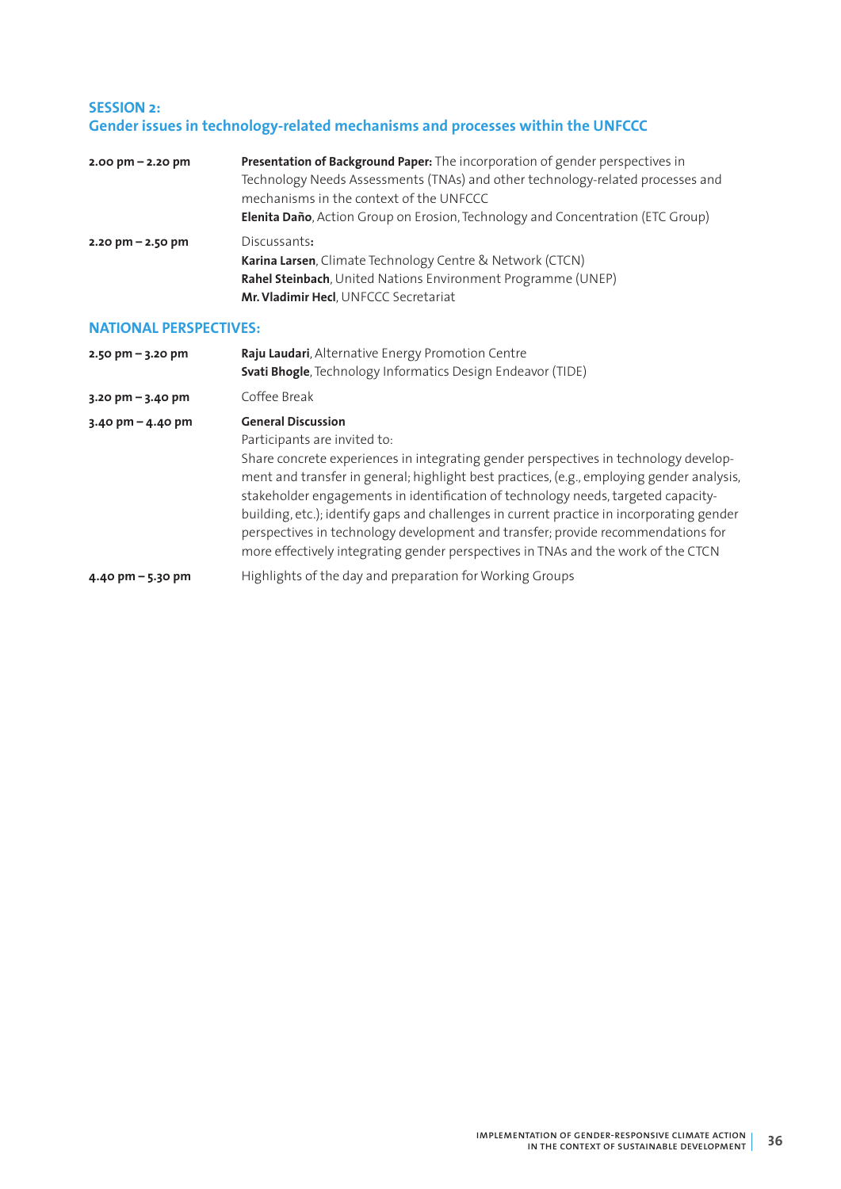## SESSION 2:
## Gender issues in technology-related mechanisms and processes within the UNFCCC

| | |
|---|---|
| **2.00 pm – 2.20 pm** | **Presentation of Background Paper:** The incorporation of gender perspectives in Technology Needs Assessments (TNAs) and other technology-related processes and mechanisms in the context of the UNFCCC<br>**Elenita Daño**, Action Group on Erosion, Technology and Concentration (ETC Group) |
| **2.20 pm – 2.50 pm** | Discussants**:**<br>**Karina Larsen**, Climate Technology Centre & Network (CTCN)<br>**Rahel Steinbach**, United Nations Environment Programme (UNEP)<br>**Mr. Vladimir Hecl**, UNFCCC Secretariat |

### NATIONAL PERSPECTIVES:

| | |
|---|---|
| **2.50 pm – 3.20 pm** | **Raju Laudari**, Alternative Energy Promotion Centre<br>**Svati Bhogle**, Technology Informatics Design Endeavor (TIDE) |
| **3.20 pm – 3.40 pm** | Coffee Break |
| **3.40 pm – 4.40 pm** | **General Discussion**<br>Participants are invited to:<br>Share concrete experiences in integrating gender perspectives in technology development and transfer in general; highlight best practices, (e.g., employing gender analysis, stakeholder engagements in identification of technology needs, targeted capacity-building, etc.); identify gaps and challenges in current practice in incorporating gender perspectives in technology development and transfer; provide recommendations for more effectively integrating gender perspectives in TNAs and the work of the CTCN |
| **4.40 pm – 5.30 pm** | Highlights of the day and preparation for Working Groups |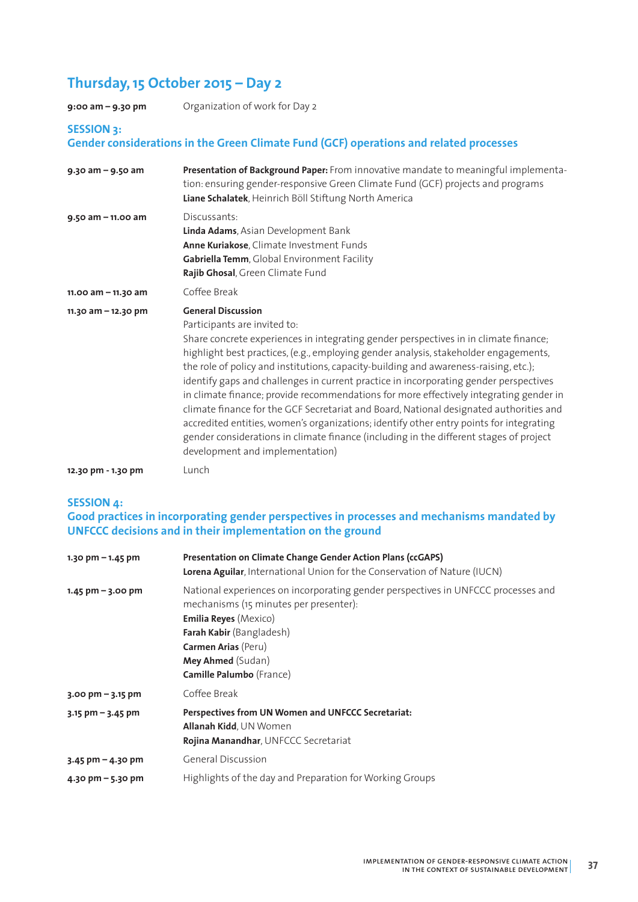## Thursday, 15 October 2015 – Day 2

| | |
|---|---|
| **9:00 am – 9.30 pm** | Organization of work for Day 2 |

### SESSION 3:
### Gender considerations in the Green Climate Fund (GCF) operations and related processes

| | |
|---|---|
| **9.30 am – 9.50 am** | **Presentation of Background Paper:** From innovative mandate to meaningful implementation: ensuring gender-responsive Green Climate Fund (GCF) projects and programs<br>**Liane Schalatek**, Heinrich Böll Stiftung North America |
| **9.50 am – 11.00 am** | Discussants:<br>**Linda Adams**, Asian Development Bank<br>**Anne Kuriakose**, Climate Investment Funds<br>**Gabriella Temm**, Global Environment Facility<br>**Rajib Ghosal**, Green Climate Fund |
| **11.00 am – 11.30 am** | Coffee Break |
| **11.30 am – 12.30 pm** | **General Discussion**<br>Participants are invited to:<br>Share concrete experiences in integrating gender perspectives in in climate finance; highlight best practices, (e.g., employing gender analysis, stakeholder engagements, the role of policy and institutions, capacity-building and awareness-raising, etc.); identify gaps and challenges in current practice in incorporating gender perspectives in climate finance; provide recommendations for more effectively integrating gender in climate finance for the GCF Secretariat and Board, National designated authorities and accredited entities, women's organizations; identify other entry points for integrating gender considerations in climate finance (including in the different stages of project development and implementation) |
| **12.30 pm - 1.30 pm** | Lunch |

### SESSION 4:
### Good practices in incorporating gender perspectives in processes and mechanisms mandated by UNFCCC decisions and in their implementation on the ground

| | |
|---|---|
| **1.30 pm – 1.45 pm** | **Presentation on Climate Change Gender Action Plans (ccGAPS)**<br>**Lorena Aguilar**, International Union for the Conservation of Nature (IUCN) |
| **1.45 pm – 3.00 pm** | National experiences on incorporating gender perspectives in UNFCCC processes and mechanisms (15 minutes per presenter):<br>**Emilia Reyes** (Mexico)<br>**Farah Kabir** (Bangladesh)<br>**Carmen Arias** (Peru)<br>**Mey Ahmed** (Sudan)<br>**Camille Palumbo** (France) |
| **3.00 pm – 3.15 pm** | Coffee Break |
| **3.15 pm – 3.45 pm** | **Perspectives from UN Women and UNFCCC Secretariat:**<br>**Allanah Kidd**, UN Women<br>**Rojina Manandhar**, UNFCCC Secretariat |
| **3.45 pm – 4.30 pm** | General Discussion |
| **4.30 pm – 5.30 pm** | Highlights of the day and Preparation for Working Groups |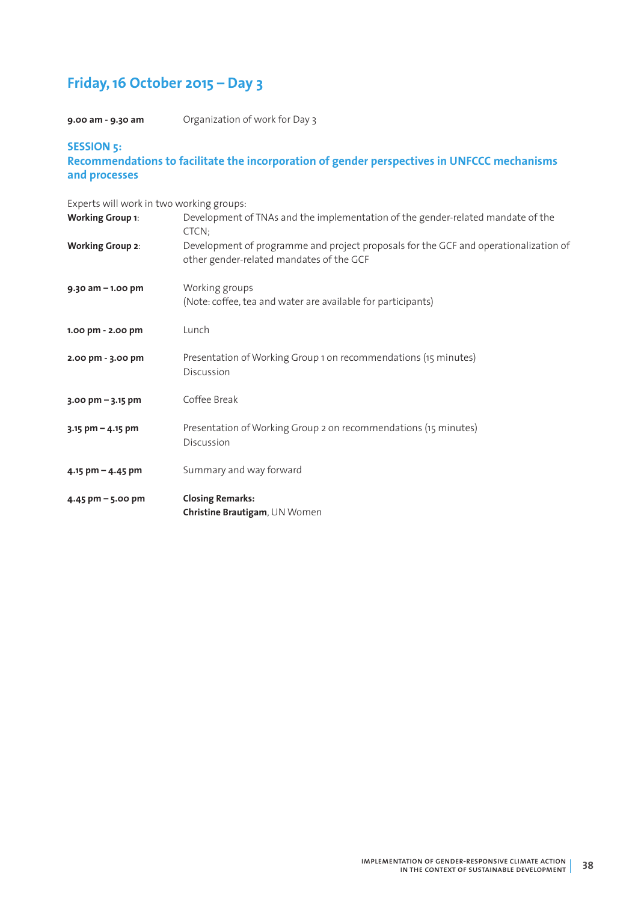## Friday, 16 October 2015 – Day 3

**9.00 am - 9.30 am** Organization of work for Day 3

### SESSION 5:
### Recommendations to facilitate the incorporation of gender perspectives in UNFCCC mechanisms and processes

Experts will work in two working groups:

**Working Group 1**: Development of TNAs and the implementation of the gender-related mandate of the CTCN;

**Working Group 2**: Development of programme and project proposals for the GCF and operationalization of other gender-related mandates of the GCF

**9.30 am – 1.00 pm** Working groups
(Note: coffee, tea and water are available for participants)

**1.00 pm - 2.00 pm** Lunch

**2.00 pm - 3.00 pm** Presentation of Working Group 1 on recommendations (15 minutes)
Discussion

**3.00 pm – 3.15 pm** Coffee Break

**3.15 pm – 4.15 pm** Presentation of Working Group 2 on recommendations (15 minutes)
Discussion

**4.15 pm – 4.45 pm** Summary and way forward

**4.45 pm – 5.00 pm** **Closing Remarks:**
**Christine Brautigam**, UN Women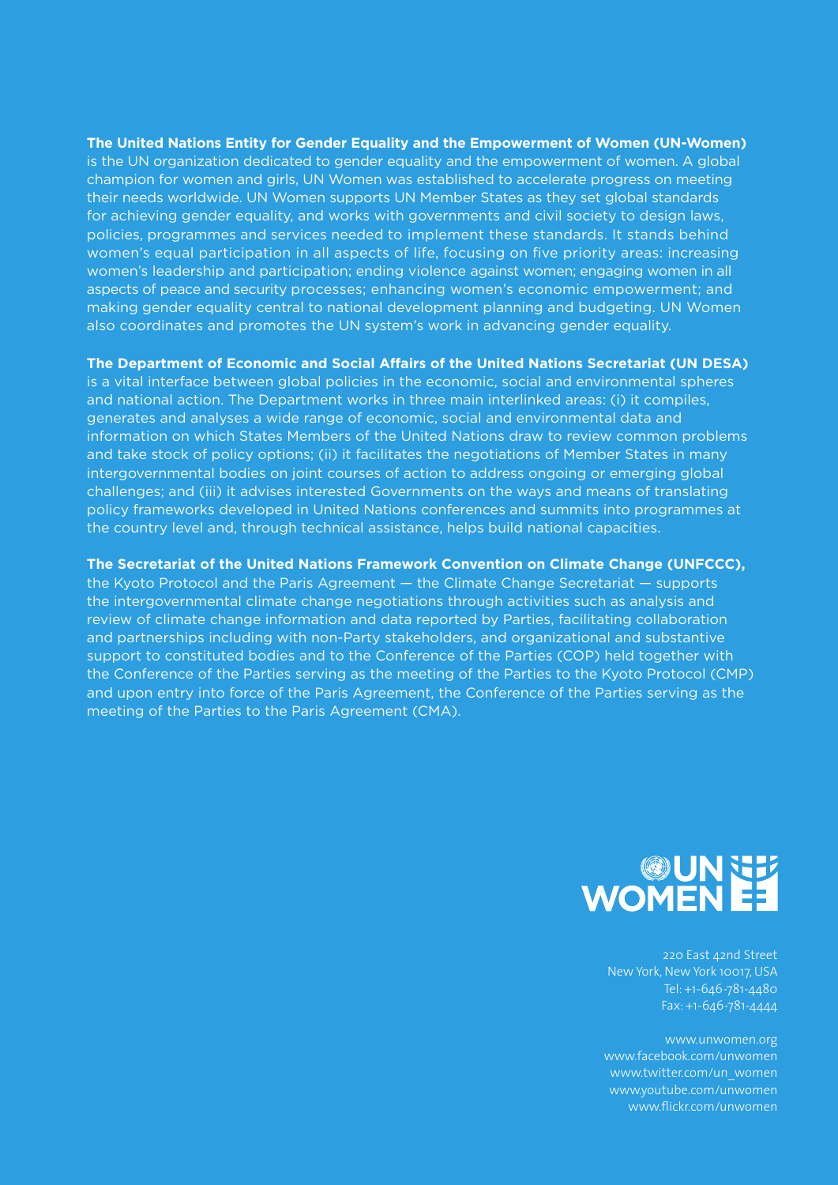**The United Nations Entity for Gender Equality and the Empowerment of Women (UN-Women)** is the UN organization dedicated to gender equality and the empowerment of women. A global champion for women and girls, UN Women was established to accelerate progress on meeting their needs worldwide. UN Women supports UN Member States as they set global standards for achieving gender equality, and works with governments and civil society to design laws, policies, programmes and services needed to implement these standards. It stands behind women's equal participation in all aspects of life, focusing on five priority areas: increasing women's leadership and participation; ending violence against women; engaging women in all aspects of peace and security processes; enhancing women's economic empowerment; and making gender equality central to national development planning and budgeting. UN Women also coordinates and promotes the UN system's work in advancing gender equality.

**The Department of Economic and Social Affairs of the United Nations Secretariat (UN DESA)** is a vital interface between global policies in the economic, social and environmental spheres and national action. The Department works in three main interlinked areas: (i) it compiles, generates and analyses a wide range of economic, social and environmental data and information on which States Members of the United Nations draw to review common problems and take stock of policy options; (ii) it facilitates the negotiations of Member States in many intergovernmental bodies on joint courses of action to address ongoing or emerging global challenges; and (iii) it advises interested Governments on the ways and means of translating policy frameworks developed in United Nations conferences and summits into programmes at the country level and, through technical assistance, helps build national capacities.

**The Secretariat of the United Nations Framework Convention on Climate Change (UNFCCC),** the Kyoto Protocol and the Paris Agreement — the Climate Change Secretariat — supports the intergovernmental climate change negotiations through activities such as analysis and review of climate change information and data reported by Parties, facilitating collaboration and partnerships including with non-Party stakeholders, and organizational and substantive support to constituted bodies and to the Conference of the Parties (COP) held together with the Conference of the Parties serving as the meeting of the Parties to the Kyoto Protocol (CMP) and upon entry into force of the Paris Agreement, the Conference of the Parties serving as the meeting of the Parties to the Paris Agreement (CMA).

UN WOMEN

220 East 42nd Street
New York, New York 10017, USA
Tel: +1-646-781-4480
Fax: +1-646-781-4444

www.unwomen.org
www.facebook.com/unwomen
www.twitter.com/un_women
www.youtube.com/unwomen
www.flickr.com/unwomen